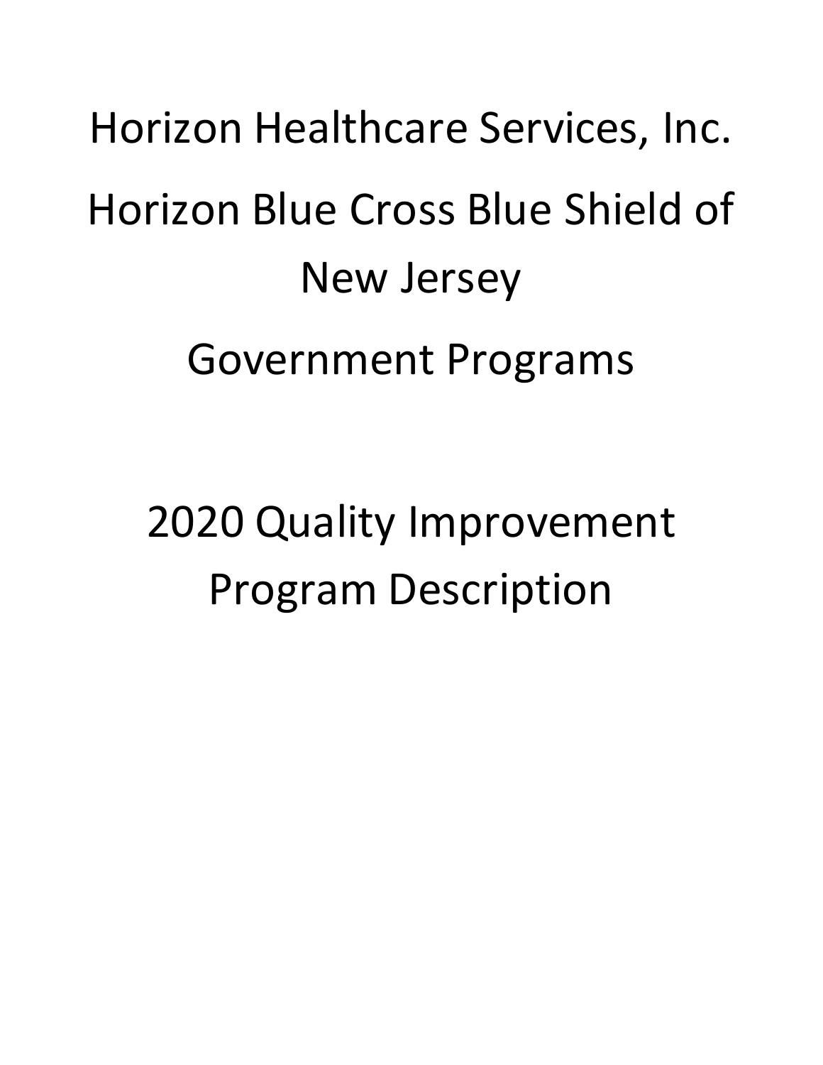# Horizon Healthcare Services, Inc.

# Horizon Blue Cross Blue Shield of New Jersey

# Government Programs

# 2020 Quality Improvement Program Description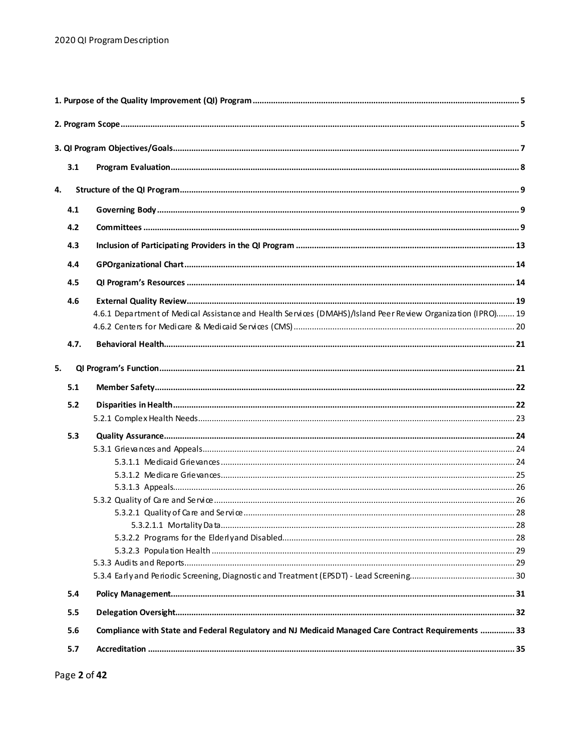1. **Purpose of the Quality Improvement (QI) Program** ..... 5

2. **Program Scope** ..... 5

3. **QI Program Objectives/Goals** ..... 7

- 3.1 **Program Evaluation** ..... 8

4. **Structure of the QI Program** ..... 9

- 4.1 **Governing Body** ..... 9
- 4.2 **Committees** ..... 9
- 4.3 **Inclusion of Participating Providers in the QI Program** ..... 13
- 4.4 **GPOrganizational Chart** ..... 14
- 4.5 **QI Program's Resources** ..... 14
- 4.6 **External Quality Review** ..... 19
  - 4.6.1 Department of Medical Assistance and Health Services (DMAHS)/Island Peer Review Organization (IPRO) ..... 19
  - 4.6.2 Centers for Medicare & Medicaid Services (CMS) ..... 20
- 4.7. **Behavioral Health** ..... 21

5. **QI Program's Function** ..... 21

- 5.1 **Member Safety** ..... 22
- 5.2 **Disparities in Health** ..... 22
  - 5.2.1 Complex Health Needs ..... 23
- 5.3 **Quality Assurance** ..... 24
  - 5.3.1 Grievances and Appeals ..... 24
    - 5.3.1.1 Medicaid Grievances ..... 24
    - 5.3.1.2 Medicare Grievances ..... 25
    - 5.3.1.3 Appeals ..... 26
  - 5.3.2 Quality of Care and Service ..... 26
    - 5.3.2.1 Quality of Care and Service ..... 28
      - 5.3.2.1.1 Mortality Data ..... 28
    - 5.3.2.2 Programs for the Elderly and Disabled ..... 28
    - 5.3.2.3 Population Health ..... 29
  - 5.3.3 Audits and Reports ..... 29
  - 5.3.4 Early and Periodic Screening, Diagnostic and Treatment (EPSDT) - Lead Screening ..... 30
- 5.4 **Policy Management** ..... 31
- 5.5 **Delegation Oversight** ..... 32
- 5.6 **Compliance with State and Federal Regulatory and NJ Medicaid Managed Care Contract Requirements** ..... 33
- 5.7 **Accreditation** ..... 35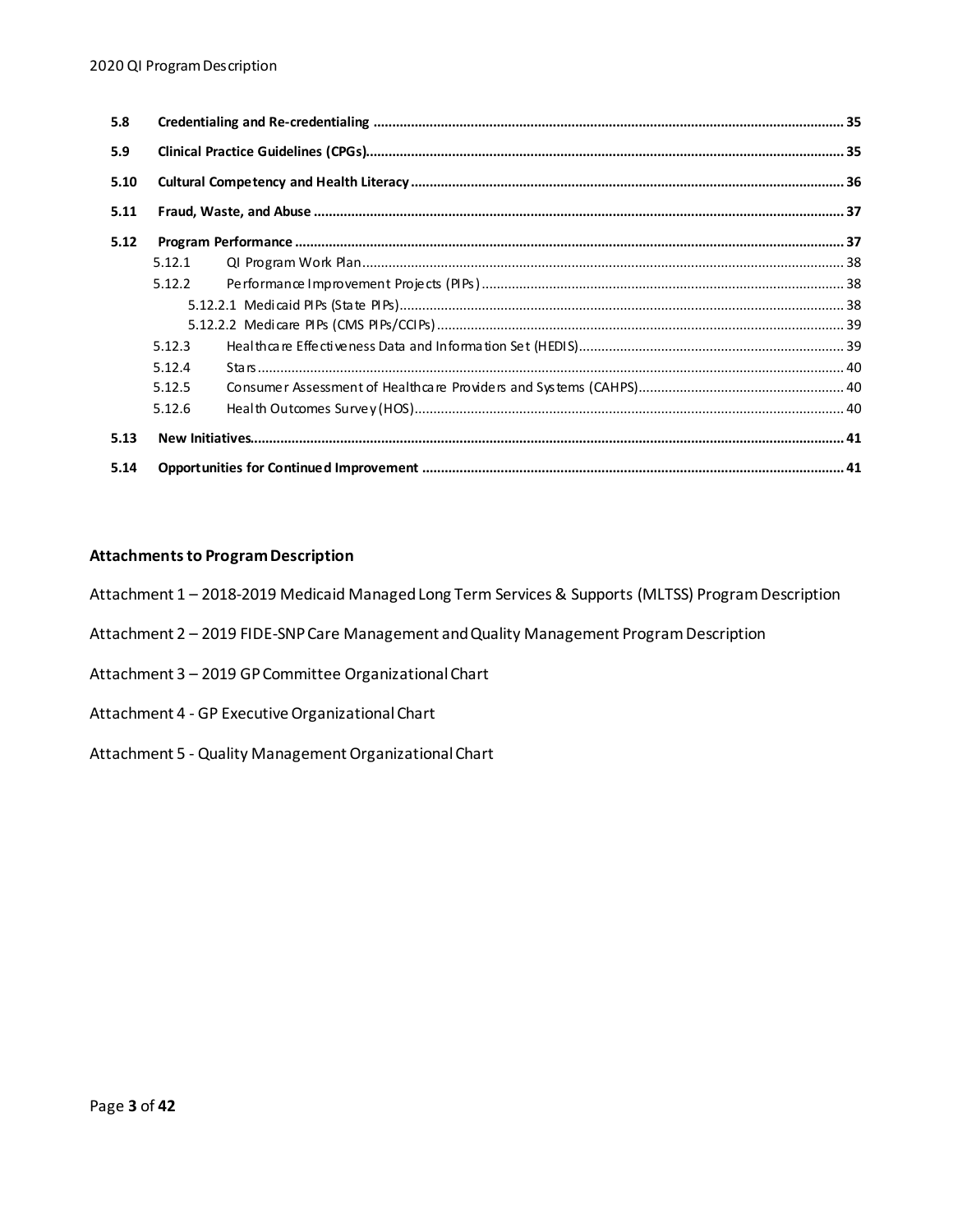| | | |
|---|---|---|
| **5.8** | **Credentialing and Re-credentialing** | **35** |
| **5.9** | **Clinical Practice Guidelines (CPGs)** | **35** |
| **5.10** | **Cultural Competency and Health Literacy** | **36** |
| **5.11** | **Fraud, Waste, and Abuse** | **37** |
| **5.12** | **Program Performance** | **37** |
| 5.12.1 | QI Program Work Plan | 38 |
| 5.12.2 | Performance Improvement Projects (PIPs) | 38 |
| 5.12.2.1 | Medicaid PIPs (State PIPs) | 38 |
| 5.12.2.2 | Medicare PIPs (CMS PIPs/CCIPs) | 39 |
| 5.12.3 | Healthcare Effectiveness Data and Information Set (HEDIS) | 39 |
| 5.12.4 | Stars | 40 |
| 5.12.5 | Consumer Assessment of Healthcare Providers and Systems (CAHPS) | 40 |
| 5.12.6 | Health Outcomes Survey (HOS) | 40 |
| **5.13** | **New Initiatives** | **41** |
| **5.14** | **Opportunities for Continued Improvement** | **41** |

**Attachments to Program Description**

Attachment 1 – 2018-2019 Medicaid Managed Long Term Services & Supports (MLTSS) Program Description

Attachment 2 – 2019 FIDE-SNP Care Management and Quality Management Program Description

Attachment 3 – 2019 GP Committee Organizational Chart

Attachment 4 - GP Executive Organizational Chart

Attachment 5 - Quality Management Organizational Chart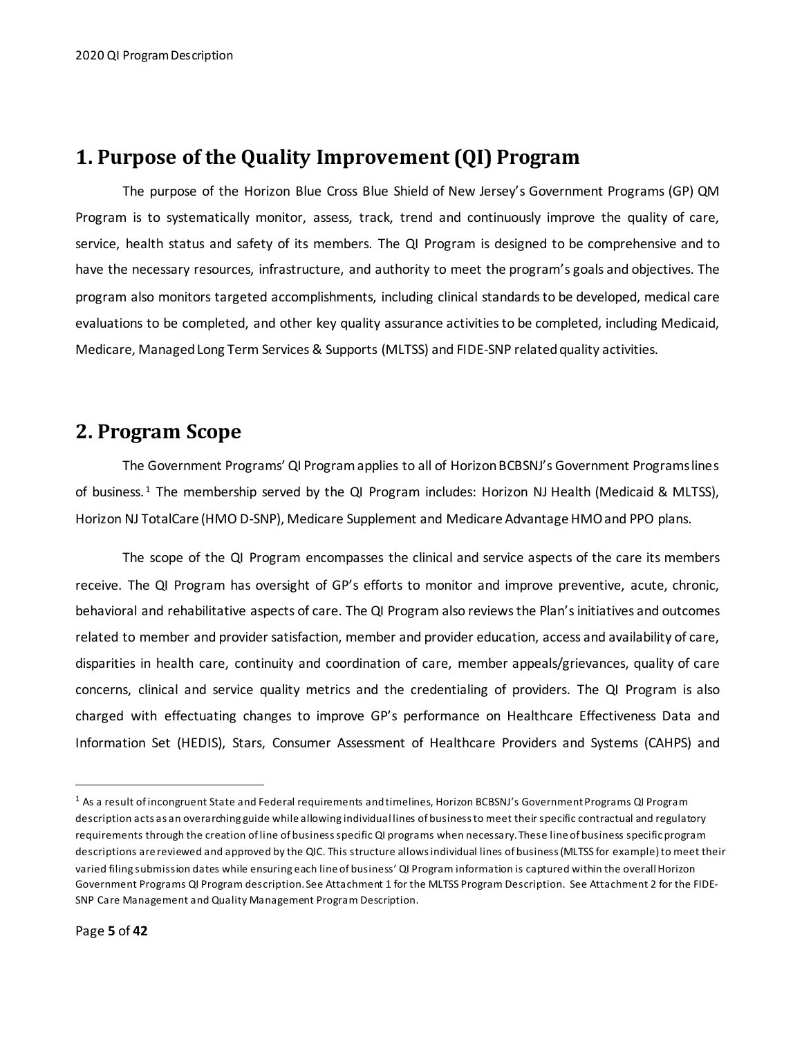# 1. Purpose of the Quality Improvement (QI) Program

The purpose of the Horizon Blue Cross Blue Shield of New Jersey's Government Programs (GP) QM Program is to systematically monitor, assess, track, trend and continuously improve the quality of care, service, health status and safety of its members. The QI Program is designed to be comprehensive and to have the necessary resources, infrastructure, and authority to meet the program's goals and objectives. The program also monitors targeted accomplishments, including clinical standards to be developed, medical care evaluations to be completed, and other key quality assurance activities to be completed, including Medicaid, Medicare, Managed Long Term Services & Supports (MLTSS) and FIDE-SNP related quality activities.

# 2. Program Scope

The Government Programs' QI Program applies to all of Horizon BCBSNJ's Government Programs lines of business.[1] The membership served by the QI Program includes: Horizon NJ Health (Medicaid & MLTSS), Horizon NJ TotalCare (HMO D-SNP), Medicare Supplement and Medicare Advantage HMO and PPO plans.

The scope of the QI Program encompasses the clinical and service aspects of the care its members receive. The QI Program has oversight of GP's efforts to monitor and improve preventive, acute, chronic, behavioral and rehabilitative aspects of care. The QI Program also reviews the Plan's initiatives and outcomes related to member and provider satisfaction, member and provider education, access and availability of care, disparities in health care, continuity and coordination of care, member appeals/grievances, quality of care concerns, clinical and service quality metrics and the credentialing of providers. The QI Program is also charged with effectuating changes to improve GP's performance on Healthcare Effectiveness Data and Information Set (HEDIS), Stars, Consumer Assessment of Healthcare Providers and Systems (CAHPS) and

---

[1] As a result of incongruent State and Federal requirements and timelines, Horizon BCBSNJ's Government Programs QI Program description acts as an overarching guide while allowing individual lines of business to meet their specific contractual and regulatory requirements through the creation of line of business specific QI programs when necessary. These line of business specific program descriptions are reviewed and approved by the QIC. This structure allows individual lines of business (MLTSS for example) to meet their varied filing submission dates while ensuring each line of business' QI Program information is captured within the overall Horizon Government Programs QI Program description. See Attachment 1 for the MLTSS Program Description. See Attachment 2 for the FIDE-SNP Care Management and Quality Management Program Description.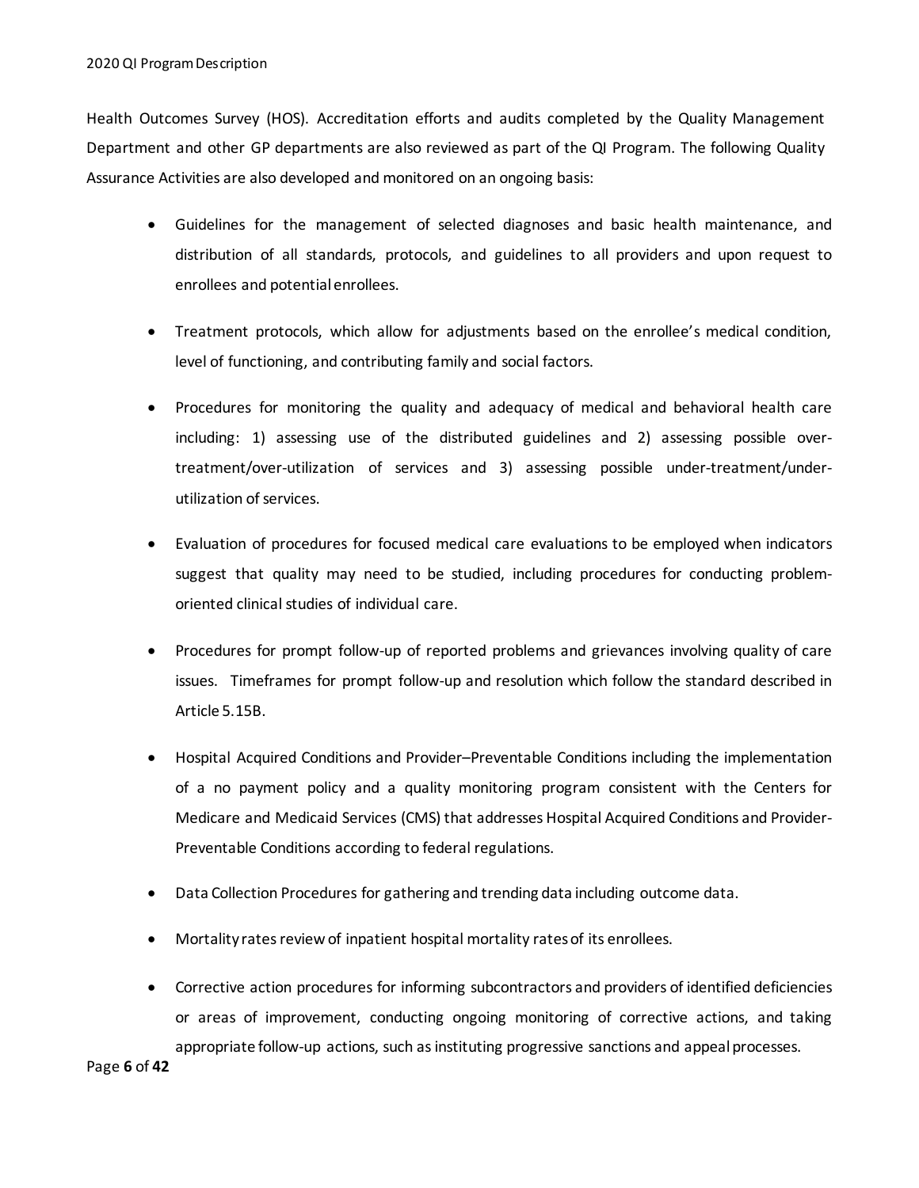Health Outcomes Survey (HOS). Accreditation efforts and audits completed by the Quality Management Department and other GP departments are also reviewed as part of the QI Program. The following Quality Assurance Activities are also developed and monitored on an ongoing basis:

- Guidelines for the management of selected diagnoses and basic health maintenance, and distribution of all standards, protocols, and guidelines to all providers and upon request to enrollees and potential enrollees.

- Treatment protocols, which allow for adjustments based on the enrollee's medical condition, level of functioning, and contributing family and social factors.

- Procedures for monitoring the quality and adequacy of medical and behavioral health care including: 1) assessing use of the distributed guidelines and 2) assessing possible over-treatment/over-utilization of services and 3) assessing possible under-treatment/under-utilization of services.

- Evaluation of procedures for focused medical care evaluations to be employed when indicators suggest that quality may need to be studied, including procedures for conducting problem-oriented clinical studies of individual care.

- Procedures for prompt follow-up of reported problems and grievances involving quality of care issues. Timeframes for prompt follow-up and resolution which follow the standard described in Article 5.15B.

- Hospital Acquired Conditions and Provider–Preventable Conditions including the implementation of a no payment policy and a quality monitoring program consistent with the Centers for Medicare and Medicaid Services (CMS) that addresses Hospital Acquired Conditions and Provider-Preventable Conditions according to federal regulations.

- Data Collection Procedures for gathering and trending data including outcome data.

- Mortality rates review of inpatient hospital mortality rates of its enrollees.

- Corrective action procedures for informing subcontractors and providers of identified deficiencies or areas of improvement, conducting ongoing monitoring of corrective actions, and taking appropriate follow-up actions, such as instituting progressive sanctions and appeal processes.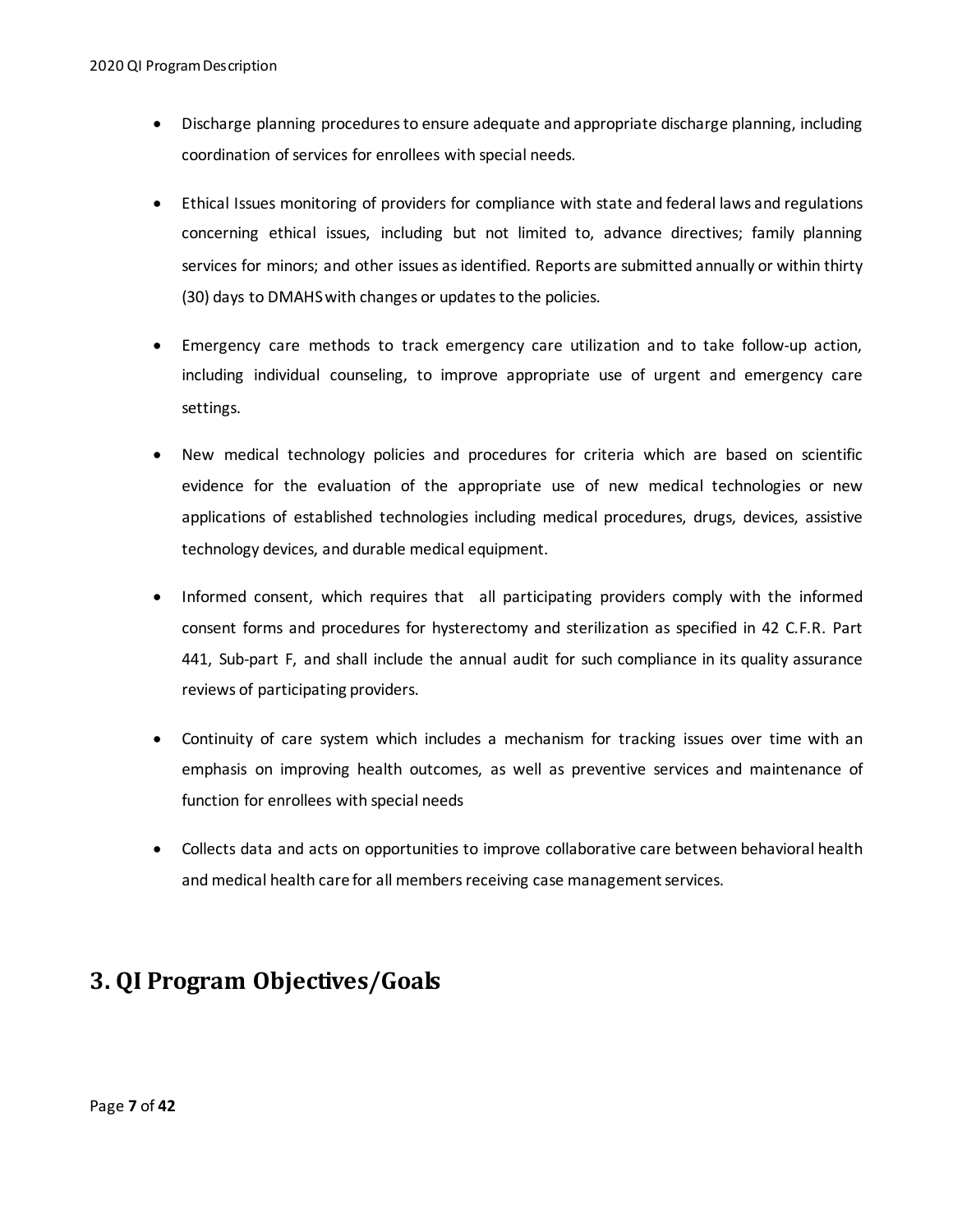- Discharge planning procedures to ensure adequate and appropriate discharge planning, including coordination of services for enrollees with special needs.
- Ethical Issues monitoring of providers for compliance with state and federal laws and regulations concerning ethical issues, including but not limited to, advance directives; family planning services for minors; and other issues as identified. Reports are submitted annually or within thirty (30) days to DMAHS with changes or updates to the policies.
- Emergency care methods to track emergency care utilization and to take follow-up action, including individual counseling, to improve appropriate use of urgent and emergency care settings.
- New medical technology policies and procedures for criteria which are based on scientific evidence for the evaluation of the appropriate use of new medical technologies or new applications of established technologies including medical procedures, drugs, devices, assistive technology devices, and durable medical equipment.
- Informed consent, which requires that all participating providers comply with the informed consent forms and procedures for hysterectomy and sterilization as specified in 42 C.F.R. Part 441, Sub-part F, and shall include the annual audit for such compliance in its quality assurance reviews of participating providers.
- Continuity of care system which includes a mechanism for tracking issues over time with an emphasis on improving health outcomes, as well as preventive services and maintenance of function for enrollees with special needs
- Collects data and acts on opportunities to improve collaborative care between behavioral health and medical health care for all members receiving case management services.

# 3. QI Program Objectives/Goals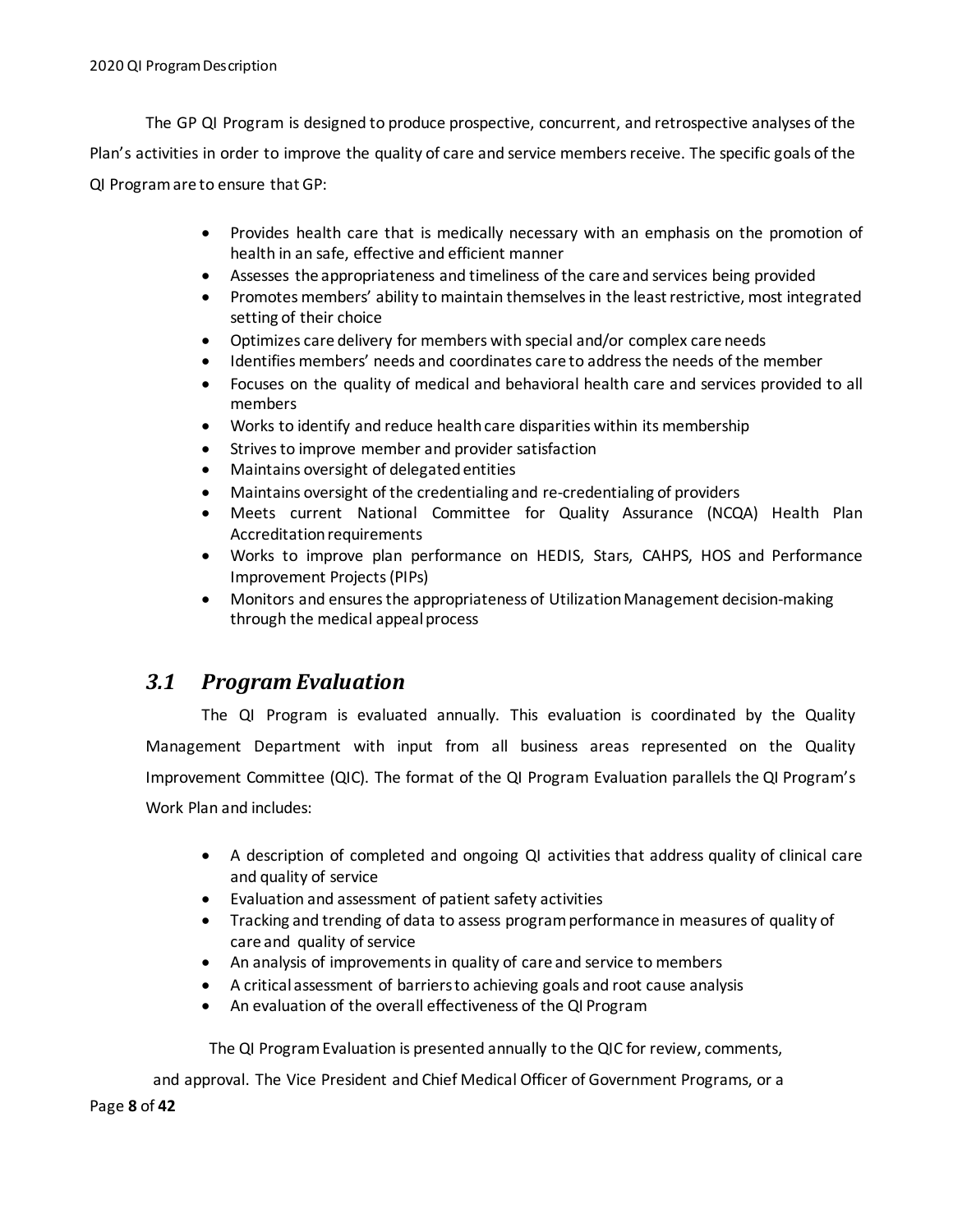The GP QI Program is designed to produce prospective, concurrent, and retrospective analyses of the Plan's activities in order to improve the quality of care and service members receive. The specific goals of the QI Program are to ensure that GP:

- Provides health care that is medically necessary with an emphasis on the promotion of health in an safe, effective and efficient manner
- Assesses the appropriateness and timeliness of the care and services being provided
- Promotes members' ability to maintain themselves in the least restrictive, most integrated setting of their choice
- Optimizes care delivery for members with special and/or complex care needs
- Identifies members' needs and coordinates care to address the needs of the member
- Focuses on the quality of medical and behavioral health care and services provided to all members
- Works to identify and reduce health care disparities within its membership
- Strives to improve member and provider satisfaction
- Maintains oversight of delegated entities
- Maintains oversight of the credentialing and re-credentialing of providers
- Meets current National Committee for Quality Assurance (NCQA) Health Plan Accreditation requirements
- Works to improve plan performance on HEDIS, Stars, CAHPS, HOS and Performance Improvement Projects (PIPs)
- Monitors and ensures the appropriateness of Utilization Management decision-making through the medical appeal process

## *3.1 Program Evaluation*

The QI Program is evaluated annually. This evaluation is coordinated by the Quality Management Department with input from all business areas represented on the Quality Improvement Committee (QIC). The format of the QI Program Evaluation parallels the QI Program's Work Plan and includes:

- A description of completed and ongoing QI activities that address quality of clinical care and quality of service
- Evaluation and assessment of patient safety activities
- Tracking and trending of data to assess program performance in measures of quality of care and quality of service
- An analysis of improvements in quality of care and service to members
- A critical assessment of barriers to achieving goals and root cause analysis
- An evaluation of the overall effectiveness of the QI Program

The QI Program Evaluation is presented annually to the QIC for review, comments, and approval. The Vice President and Chief Medical Officer of Government Programs, or a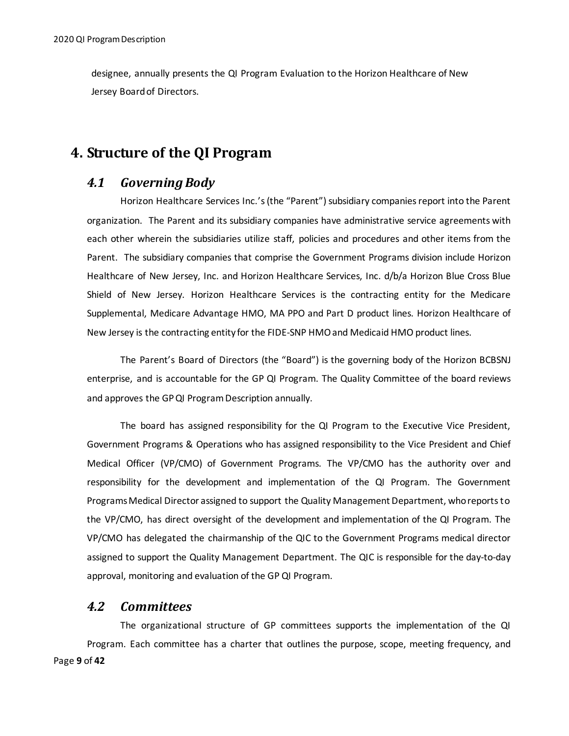designee, annually presents the QI Program Evaluation to the Horizon Healthcare of New Jersey Board of Directors.

# 4. Structure of the QI Program

## *4.1 Governing Body*

Horizon Healthcare Services Inc.'s (the "Parent") subsidiary companies report into the Parent organization. The Parent and its subsidiary companies have administrative service agreements with each other wherein the subsidiaries utilize staff, policies and procedures and other items from the Parent. The subsidiary companies that comprise the Government Programs division include Horizon Healthcare of New Jersey, Inc. and Horizon Healthcare Services, Inc. d/b/a Horizon Blue Cross Blue Shield of New Jersey. Horizon Healthcare Services is the contracting entity for the Medicare Supplemental, Medicare Advantage HMO, MA PPO and Part D product lines. Horizon Healthcare of New Jersey is the contracting entity for the FIDE-SNP HMO and Medicaid HMO product lines.

The Parent's Board of Directors (the "Board") is the governing body of the Horizon BCBSNJ enterprise, and is accountable for the GP QI Program. The Quality Committee of the board reviews and approves the GP QI Program Description annually.

The board has assigned responsibility for the QI Program to the Executive Vice President, Government Programs & Operations who has assigned responsibility to the Vice President and Chief Medical Officer (VP/CMO) of Government Programs. The VP/CMO has the authority over and responsibility for the development and implementation of the QI Program. The Government Programs Medical Director assigned to support the Quality Management Department, who reports to the VP/CMO, has direct oversight of the development and implementation of the QI Program. The VP/CMO has delegated the chairmanship of the QIC to the Government Programs medical director assigned to support the Quality Management Department. The QIC is responsible for the day-to-day approval, monitoring and evaluation of the GP QI Program.

## *4.2 Committees*

The organizational structure of GP committees supports the implementation of the QI Program. Each committee has a charter that outlines the purpose, scope, meeting frequency, and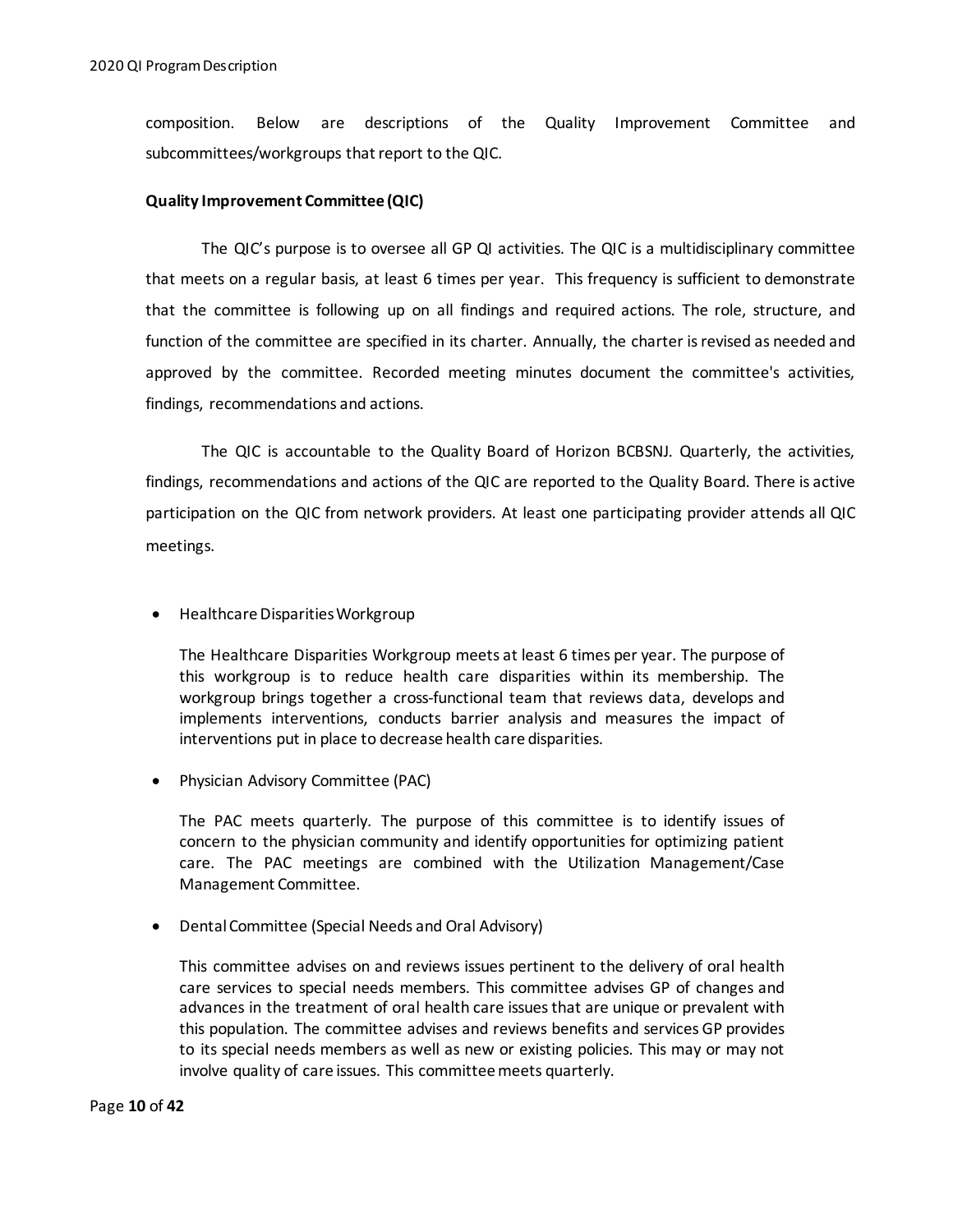composition. Below are descriptions of the Quality Improvement Committee and subcommittees/workgroups that report to the QIC.

**Quality Improvement Committee (QIC)**

The QIC's purpose is to oversee all GP QI activities. The QIC is a multidisciplinary committee that meets on a regular basis, at least 6 times per year. This frequency is sufficient to demonstrate that the committee is following up on all findings and required actions. The role, structure, and function of the committee are specified in its charter. Annually, the charter is revised as needed and approved by the committee. Recorded meeting minutes document the committee's activities, findings, recommendations and actions.

The QIC is accountable to the Quality Board of Horizon BCBSNJ. Quarterly, the activities, findings, recommendations and actions of the QIC are reported to the Quality Board. There is active participation on the QIC from network providers. At least one participating provider attends all QIC meetings.

- Healthcare Disparities Workgroup

  The Healthcare Disparities Workgroup meets at least 6 times per year. The purpose of this workgroup is to reduce health care disparities within its membership. The workgroup brings together a cross-functional team that reviews data, develops and implements interventions, conducts barrier analysis and measures the impact of interventions put in place to decrease health care disparities.

- Physician Advisory Committee (PAC)

  The PAC meets quarterly. The purpose of this committee is to identify issues of concern to the physician community and identify opportunities for optimizing patient care. The PAC meetings are combined with the Utilization Management/Case Management Committee.

- Dental Committee (Special Needs and Oral Advisory)

  This committee advises on and reviews issues pertinent to the delivery of oral health care services to special needs members. This committee advises GP of changes and advances in the treatment of oral health care issues that are unique or prevalent with this population. The committee advises and reviews benefits and services GP provides to its special needs members as well as new or existing policies. This may or may not involve quality of care issues. This committee meets quarterly.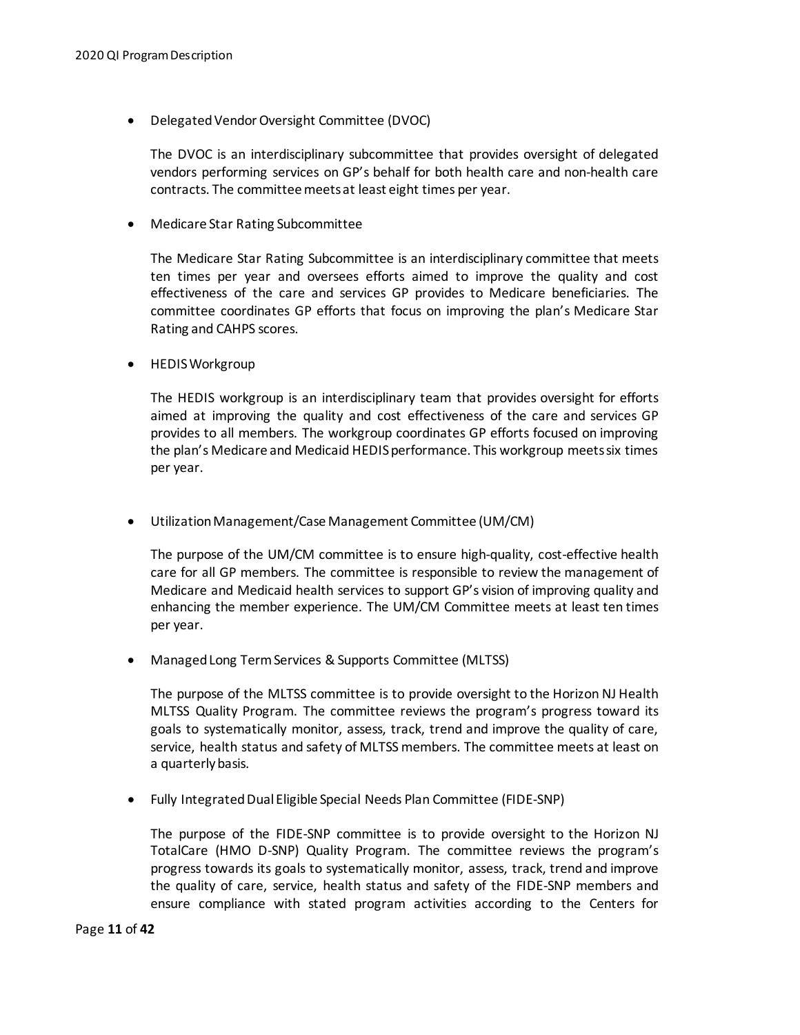- Delegated Vendor Oversight Committee (DVOC)

  The DVOC is an interdisciplinary subcommittee that provides oversight of delegated vendors performing services on GP's behalf for both health care and non-health care contracts. The committee meets at least eight times per year.

- Medicare Star Rating Subcommittee

  The Medicare Star Rating Subcommittee is an interdisciplinary committee that meets ten times per year and oversees efforts aimed to improve the quality and cost effectiveness of the care and services GP provides to Medicare beneficiaries. The committee coordinates GP efforts that focus on improving the plan's Medicare Star Rating and CAHPS scores.

- HEDIS Workgroup

  The HEDIS workgroup is an interdisciplinary team that provides oversight for efforts aimed at improving the quality and cost effectiveness of the care and services GP provides to all members. The workgroup coordinates GP efforts focused on improving the plan's Medicare and Medicaid HEDIS performance. This workgroup meets six times per year.

- Utilization Management/Case Management Committee (UM/CM)

  The purpose of the UM/CM committee is to ensure high-quality, cost-effective health care for all GP members. The committee is responsible to review the management of Medicare and Medicaid health services to support GP's vision of improving quality and enhancing the member experience. The UM/CM Committee meets at least ten times per year.

- Managed Long Term Services & Supports Committee (MLTSS)

  The purpose of the MLTSS committee is to provide oversight to the Horizon NJ Health MLTSS Quality Program. The committee reviews the program's progress toward its goals to systematically monitor, assess, track, trend and improve the quality of care, service, health status and safety of MLTSS members. The committee meets at least on a quarterly basis.

- Fully Integrated Dual Eligible Special Needs Plan Committee (FIDE-SNP)

  The purpose of the FIDE-SNP committee is to provide oversight to the Horizon NJ TotalCare (HMO D-SNP) Quality Program. The committee reviews the program's progress towards its goals to systematically monitor, assess, track, trend and improve the quality of care, service, health status and safety of the FIDE-SNP members and ensure compliance with stated program activities according to the Centers for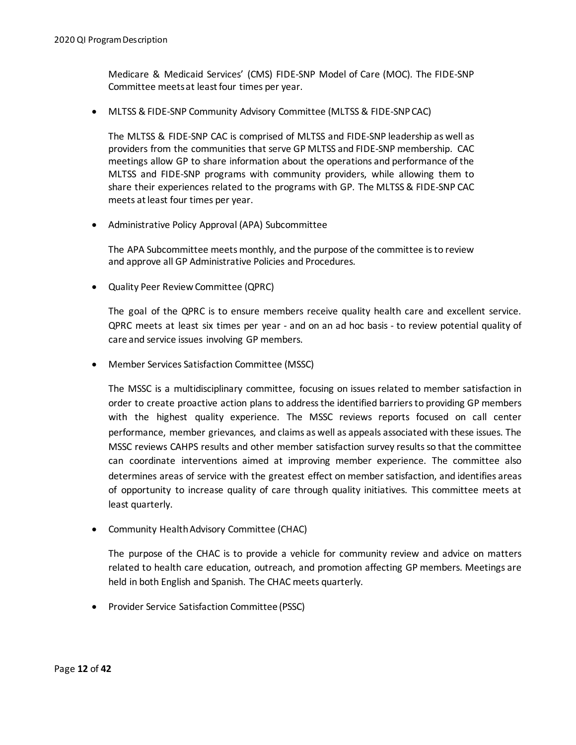Medicare & Medicaid Services' (CMS) FIDE-SNP Model of Care (MOC). The FIDE-SNP Committee meets at least four times per year.

- MLTSS & FIDE-SNP Community Advisory Committee (MLTSS & FIDE-SNP CAC)

  The MLTSS & FIDE-SNP CAC is comprised of MLTSS and FIDE-SNP leadership as well as providers from the communities that serve GP MLTSS and FIDE-SNP membership. CAC meetings allow GP to share information about the operations and performance of the MLTSS and FIDE-SNP programs with community providers, while allowing them to share their experiences related to the programs with GP. The MLTSS & FIDE-SNP CAC meets at least four times per year.

- Administrative Policy Approval (APA) Subcommittee

  The APA Subcommittee meets monthly, and the purpose of the committee is to review and approve all GP Administrative Policies and Procedures.

- Quality Peer Review Committee (QPRC)

  The goal of the QPRC is to ensure members receive quality health care and excellent service. QPRC meets at least six times per year - and on an ad hoc basis - to review potential quality of care and service issues involving GP members.

- Member Services Satisfaction Committee (MSSC)

  The MSSC is a multidisciplinary committee, focusing on issues related to member satisfaction in order to create proactive action plans to address the identified barriers to providing GP members with the highest quality experience. The MSSC reviews reports focused on call center performance, member grievances, and claims as well as appeals associated with these issues. The MSSC reviews CAHPS results and other member satisfaction survey results so that the committee can coordinate interventions aimed at improving member experience. The committee also determines areas of service with the greatest effect on member satisfaction, and identifies areas of opportunity to increase quality of care through quality initiatives. This committee meets at least quarterly.

- Community Health Advisory Committee (CHAC)

  The purpose of the CHAC is to provide a vehicle for community review and advice on matters related to health care education, outreach, and promotion affecting GP members. Meetings are held in both English and Spanish. The CHAC meets quarterly.

- Provider Service Satisfaction Committee (PSSC)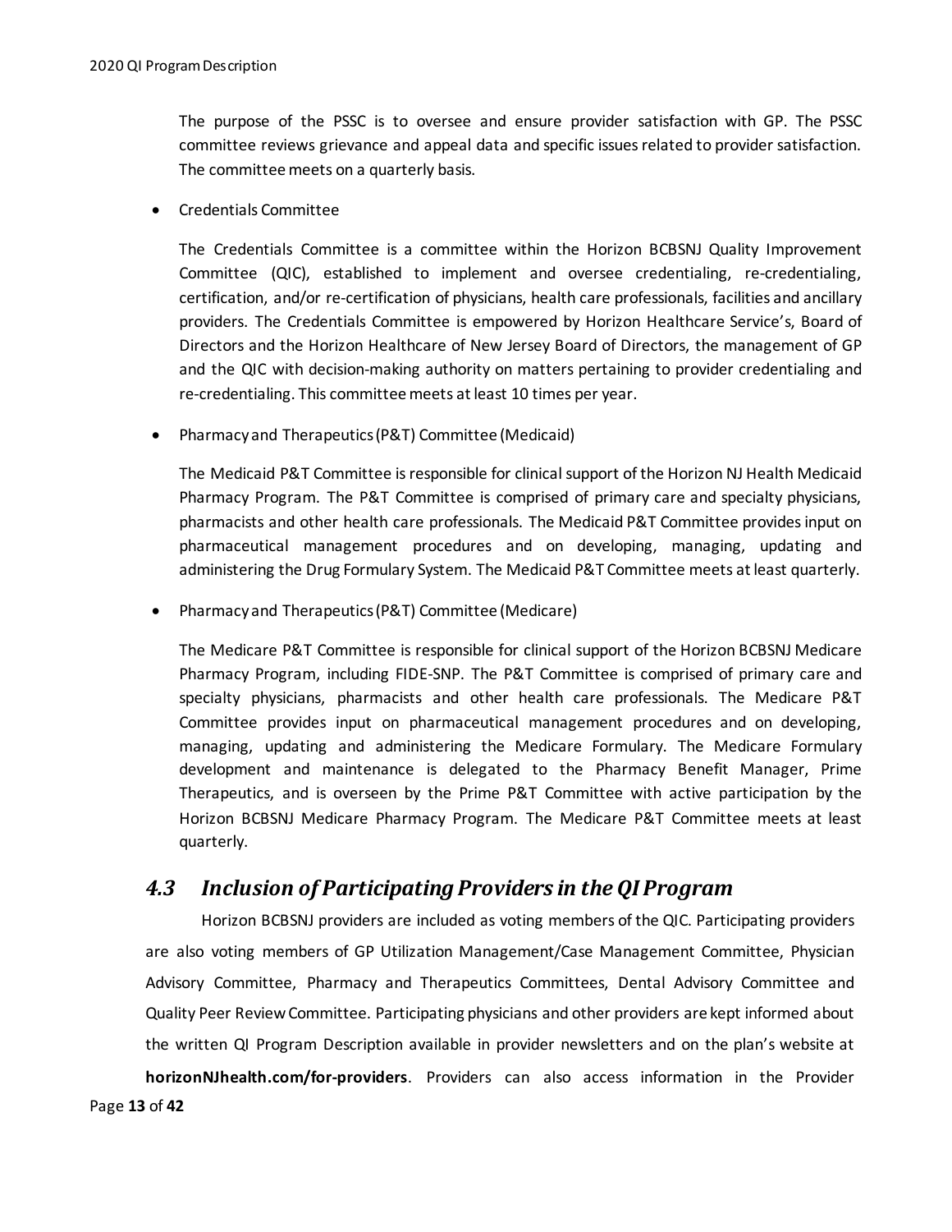The purpose of the PSSC is to oversee and ensure provider satisfaction with GP. The PSSC committee reviews grievance and appeal data and specific issues related to provider satisfaction. The committee meets on a quarterly basis.

- Credentials Committee

  The Credentials Committee is a committee within the Horizon BCBSNJ Quality Improvement Committee (QIC), established to implement and oversee credentialing, re-credentialing, certification, and/or re-certification of physicians, health care professionals, facilities and ancillary providers. The Credentials Committee is empowered by Horizon Healthcare Service's, Board of Directors and the Horizon Healthcare of New Jersey Board of Directors, the management of GP and the QIC with decision-making authority on matters pertaining to provider credentialing and re-credentialing. This committee meets at least 10 times per year.

- Pharmacy and Therapeutics (P&T) Committee (Medicaid)

  The Medicaid P&T Committee is responsible for clinical support of the Horizon NJ Health Medicaid Pharmacy Program. The P&T Committee is comprised of primary care and specialty physicians, pharmacists and other health care professionals. The Medicaid P&T Committee provides input on pharmaceutical management procedures and on developing, managing, updating and administering the Drug Formulary System. The Medicaid P&T Committee meets at least quarterly.

- Pharmacy and Therapeutics (P&T) Committee (Medicare)

  The Medicare P&T Committee is responsible for clinical support of the Horizon BCBSNJ Medicare Pharmacy Program, including FIDE-SNP. The P&T Committee is comprised of primary care and specialty physicians, pharmacists and other health care professionals. The Medicare P&T Committee provides input on pharmaceutical management procedures and on developing, managing, updating and administering the Medicare Formulary. The Medicare Formulary development and maintenance is delegated to the Pharmacy Benefit Manager, Prime Therapeutics, and is overseen by the Prime P&T Committee with active participation by the Horizon BCBSNJ Medicare Pharmacy Program. The Medicare P&T Committee meets at least quarterly.

## *4.3 Inclusion of Participating Providers in the QI Program*

Horizon BCBSNJ providers are included as voting members of the QIC. Participating providers are also voting members of GP Utilization Management/Case Management Committee, Physician Advisory Committee, Pharmacy and Therapeutics Committees, Dental Advisory Committee and Quality Peer Review Committee. Participating physicians and other providers are kept informed about the written QI Program Description available in provider newsletters and on the plan's website at **horizonNJhealth.com/for-providers**. Providers can also access information in the Provider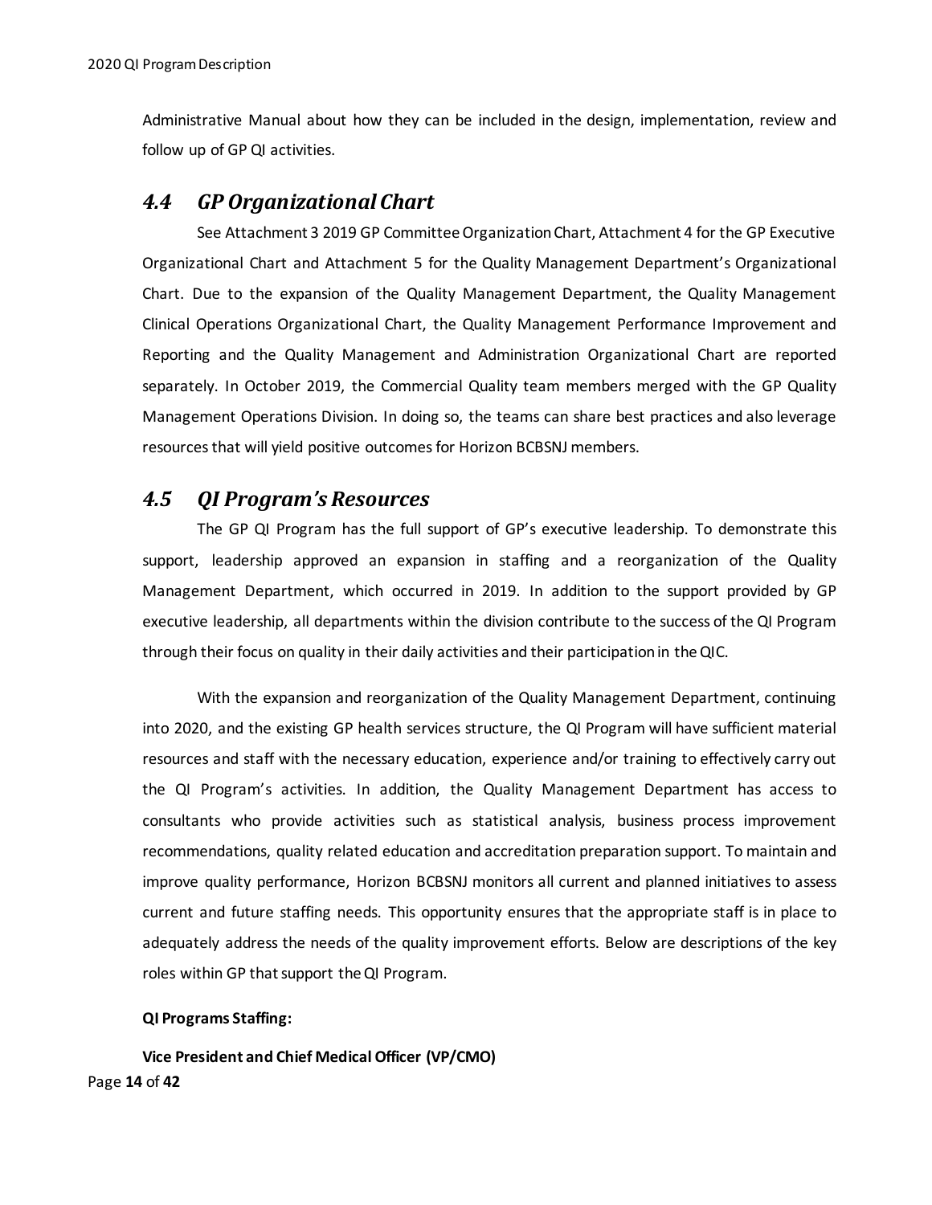Administrative Manual about how they can be included in the design, implementation, review and follow up of GP QI activities.

## *4.4 GP Organizational Chart*

See Attachment 3 2019 GP Committee Organization Chart, Attachment 4 for the GP Executive Organizational Chart and Attachment 5 for the Quality Management Department's Organizational Chart. Due to the expansion of the Quality Management Department, the Quality Management Clinical Operations Organizational Chart, the Quality Management Performance Improvement and Reporting and the Quality Management and Administration Organizational Chart are reported separately. In October 2019, the Commercial Quality team members merged with the GP Quality Management Operations Division. In doing so, the teams can share best practices and also leverage resources that will yield positive outcomes for Horizon BCBSNJ members.

## *4.5 QI Program's Resources*

The GP QI Program has the full support of GP's executive leadership. To demonstrate this support, leadership approved an expansion in staffing and a reorganization of the Quality Management Department, which occurred in 2019. In addition to the support provided by GP executive leadership, all departments within the division contribute to the success of the QI Program through their focus on quality in their daily activities and their participation in the QIC.

With the expansion and reorganization of the Quality Management Department, continuing into 2020, and the existing GP health services structure, the QI Program will have sufficient material resources and staff with the necessary education, experience and/or training to effectively carry out the QI Program's activities. In addition, the Quality Management Department has access to consultants who provide activities such as statistical analysis, business process improvement recommendations, quality related education and accreditation preparation support. To maintain and improve quality performance, Horizon BCBSNJ monitors all current and planned initiatives to assess current and future staffing needs. This opportunity ensures that the appropriate staff is in place to adequately address the needs of the quality improvement efforts. Below are descriptions of the key roles within GP that support the QI Program.

**QI Programs Staffing:**

**Vice President and Chief Medical Officer (VP/CMO)**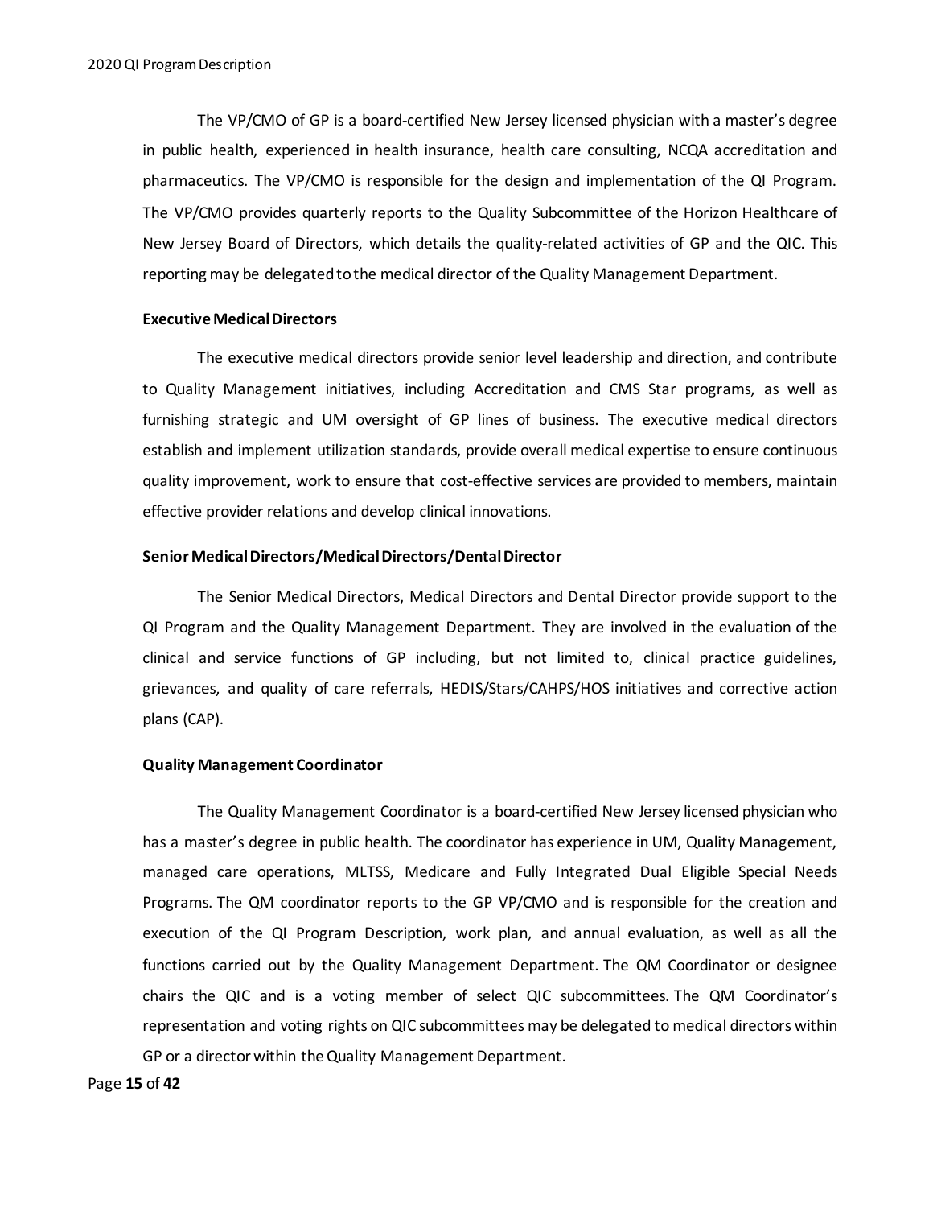The VP/CMO of GP is a board-certified New Jersey licensed physician with a master's degree in public health, experienced in health insurance, health care consulting, NCQA accreditation and pharmaceutics. The VP/CMO is responsible for the design and implementation of the QI Program. The VP/CMO provides quarterly reports to the Quality Subcommittee of the Horizon Healthcare of New Jersey Board of Directors, which details the quality-related activities of GP and the QIC. This reporting may be delegated to the medical director of the Quality Management Department.

**Executive Medical Directors**

The executive medical directors provide senior level leadership and direction, and contribute to Quality Management initiatives, including Accreditation and CMS Star programs, as well as furnishing strategic and UM oversight of GP lines of business. The executive medical directors establish and implement utilization standards, provide overall medical expertise to ensure continuous quality improvement, work to ensure that cost-effective services are provided to members, maintain effective provider relations and develop clinical innovations.

**Senior Medical Directors/Medical Directors/Dental Director**

The Senior Medical Directors, Medical Directors and Dental Director provide support to the QI Program and the Quality Management Department. They are involved in the evaluation of the clinical and service functions of GP including, but not limited to, clinical practice guidelines, grievances, and quality of care referrals, HEDIS/Stars/CAHPS/HOS initiatives and corrective action plans (CAP).

**Quality Management Coordinator**

The Quality Management Coordinator is a board-certified New Jersey licensed physician who has a master's degree in public health. The coordinator has experience in UM, Quality Management, managed care operations, MLTSS, Medicare and Fully Integrated Dual Eligible Special Needs Programs. The QM coordinator reports to the GP VP/CMO and is responsible for the creation and execution of the QI Program Description, work plan, and annual evaluation, as well as all the functions carried out by the Quality Management Department. The QM Coordinator or designee chairs the QIC and is a voting member of select QIC subcommittees. The QM Coordinator's representation and voting rights on QIC subcommittees may be delegated to medical directors within GP or a director within the Quality Management Department.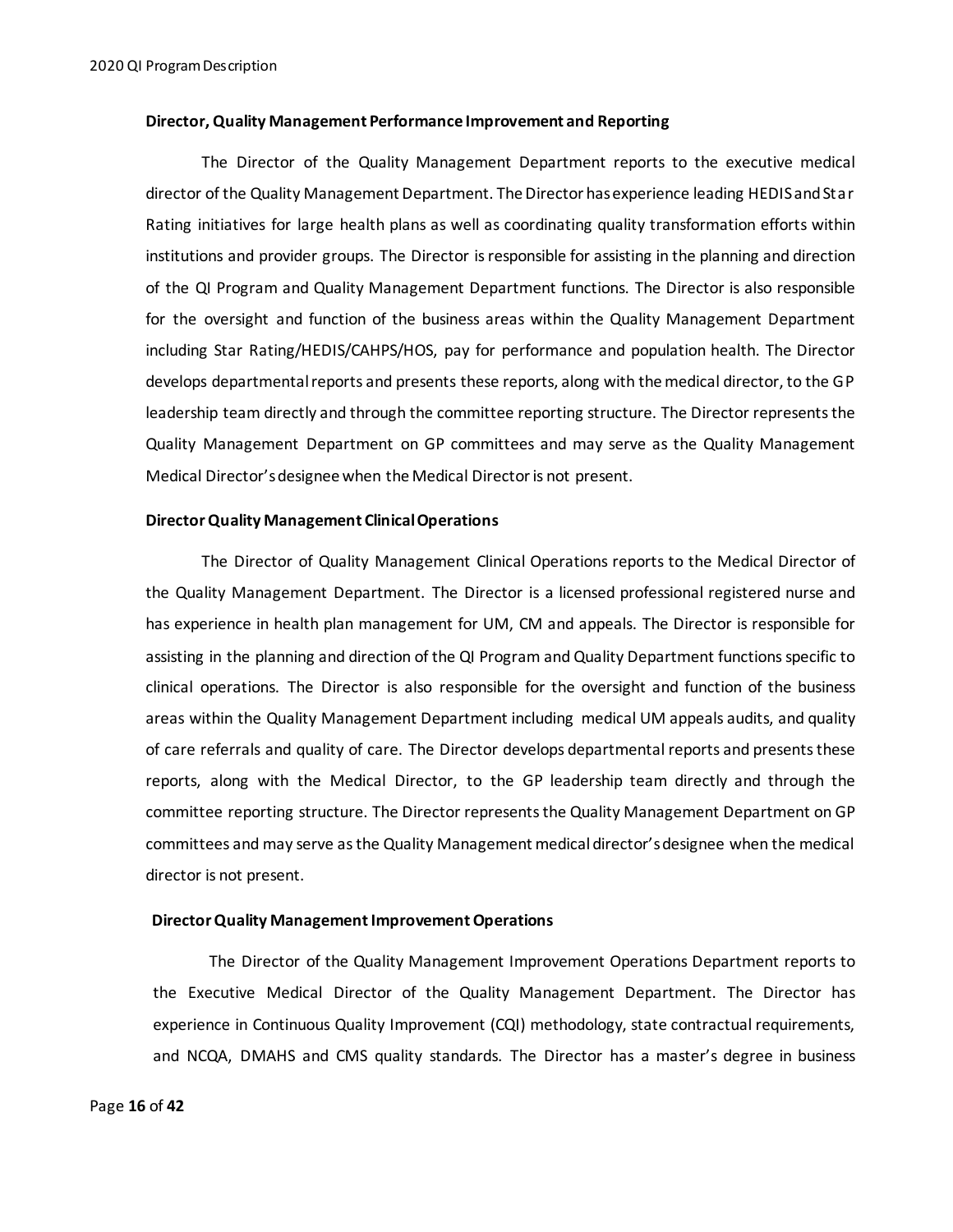### Director, Quality Management Performance Improvement and Reporting

The Director of the Quality Management Department reports to the executive medical director of the Quality Management Department. The Director has experience leading HEDIS and Star Rating initiatives for large health plans as well as coordinating quality transformation efforts within institutions and provider groups. The Director is responsible for assisting in the planning and direction of the QI Program and Quality Management Department functions. The Director is also responsible for the oversight and function of the business areas within the Quality Management Department including Star Rating/HEDIS/CAHPS/HOS, pay for performance and population health. The Director develops departmental reports and presents these reports, along with the medical director, to the GP leadership team directly and through the committee reporting structure. The Director represents the Quality Management Department on GP committees and may serve as the Quality Management Medical Director's designee when the Medical Director is not present.

### Director Quality Management Clinical Operations

The Director of Quality Management Clinical Operations reports to the Medical Director of the Quality Management Department. The Director is a licensed professional registered nurse and has experience in health plan management for UM, CM and appeals. The Director is responsible for assisting in the planning and direction of the QI Program and Quality Department functions specific to clinical operations. The Director is also responsible for the oversight and function of the business areas within the Quality Management Department including medical UM appeals audits, and quality of care referrals and quality of care. The Director develops departmental reports and presents these reports, along with the Medical Director, to the GP leadership team directly and through the committee reporting structure. The Director represents the Quality Management Department on GP committees and may serve as the Quality Management medical director's designee when the medical director is not present.

### Director Quality Management Improvement Operations

The Director of the Quality Management Improvement Operations Department reports to the Executive Medical Director of the Quality Management Department. The Director has experience in Continuous Quality Improvement (CQI) methodology, state contractual requirements, and NCQA, DMAHS and CMS quality standards. The Director has a master's degree in business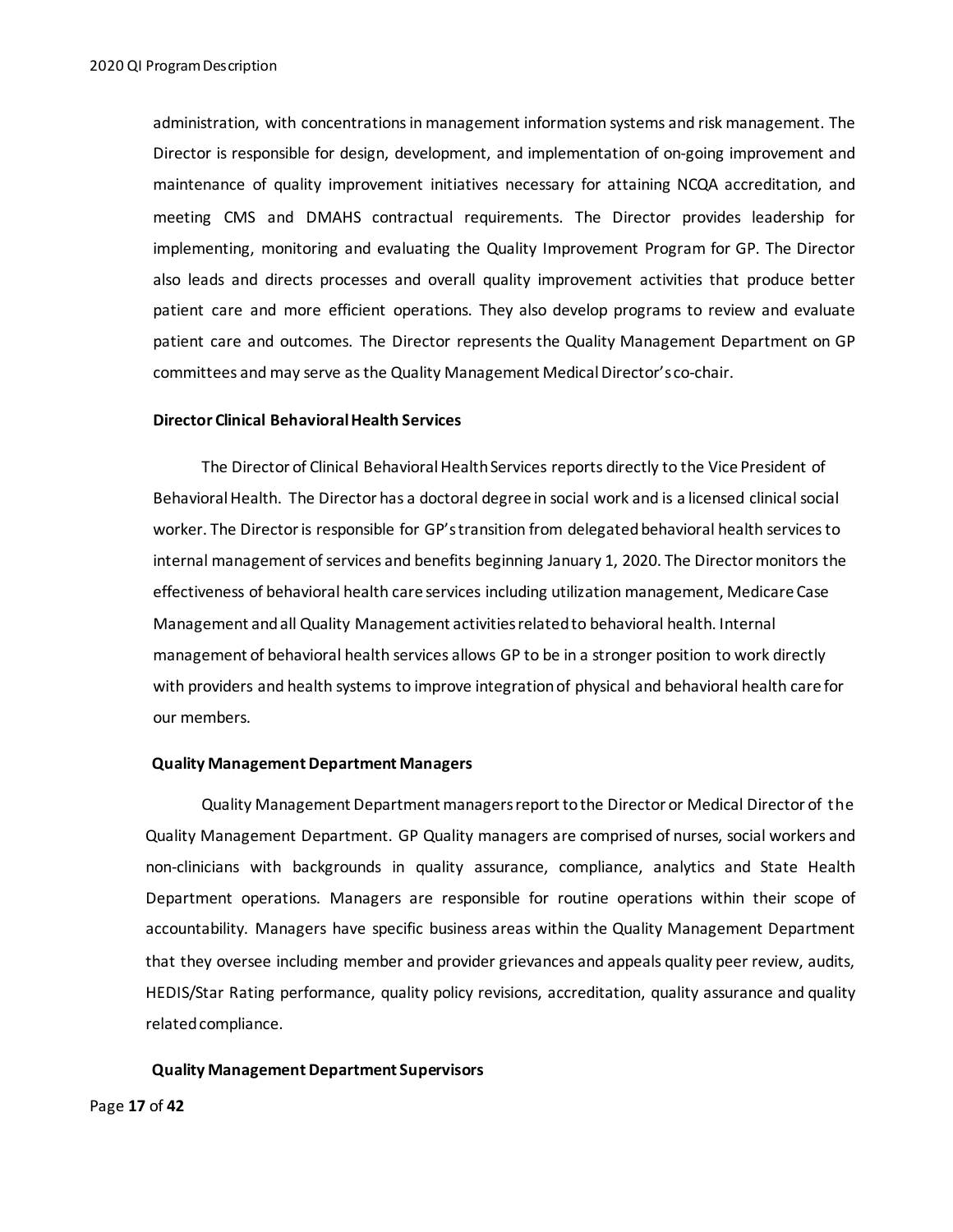administration, with concentrations in management information systems and risk management. The Director is responsible for design, development, and implementation of on-going improvement and maintenance of quality improvement initiatives necessary for attaining NCQA accreditation, and meeting CMS and DMAHS contractual requirements. The Director provides leadership for implementing, monitoring and evaluating the Quality Improvement Program for GP. The Director also leads and directs processes and overall quality improvement activities that produce better patient care and more efficient operations. They also develop programs to review and evaluate patient care and outcomes. The Director represents the Quality Management Department on GP committees and may serve as the Quality Management Medical Director's co-chair.

**Director Clinical Behavioral Health Services**

The Director of Clinical Behavioral Health Services reports directly to the Vice President of Behavioral Health. The Director has a doctoral degree in social work and is a licensed clinical social worker. The Director is responsible for GP's transition from delegated behavioral health services to internal management of services and benefits beginning January 1, 2020. The Director monitors the effectiveness of behavioral health care services including utilization management, Medicare Case Management and all Quality Management activities related to behavioral health. Internal management of behavioral health services allows GP to be in a stronger position to work directly with providers and health systems to improve integration of physical and behavioral health care for our members.

**Quality Management Department Managers**

Quality Management Department managers report to the Director or Medical Director of the Quality Management Department. GP Quality managers are comprised of nurses, social workers and non-clinicians with backgrounds in quality assurance, compliance, analytics and State Health Department operations. Managers are responsible for routine operations within their scope of accountability. Managers have specific business areas within the Quality Management Department that they oversee including member and provider grievances and appeals quality peer review, audits, HEDIS/Star Rating performance, quality policy revisions, accreditation, quality assurance and quality related compliance.

**Quality Management Department Supervisors**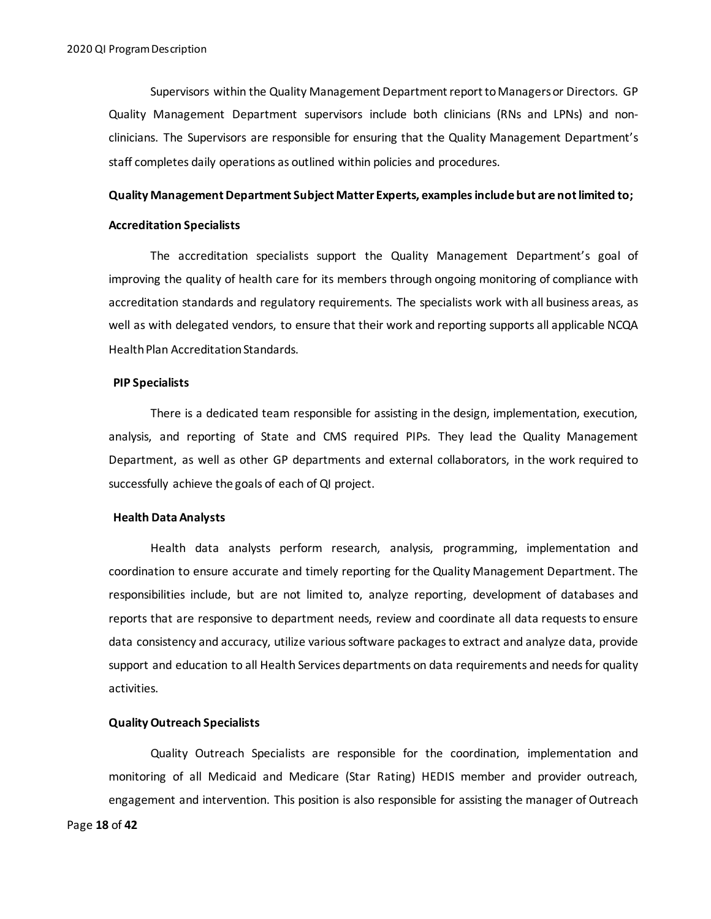Supervisors within the Quality Management Department report to Managers or Directors. GP Quality Management Department supervisors include both clinicians (RNs and LPNs) and non-clinicians. The Supervisors are responsible for ensuring that the Quality Management Department's staff completes daily operations as outlined within policies and procedures.

**Quality Management Department Subject Matter Experts, examples include but are not limited to;**

**Accreditation Specialists**

The accreditation specialists support the Quality Management Department's goal of improving the quality of health care for its members through ongoing monitoring of compliance with accreditation standards and regulatory requirements. The specialists work with all business areas, as well as with delegated vendors, to ensure that their work and reporting supports all applicable NCQA Health Plan Accreditation Standards.

**PIP Specialists**

There is a dedicated team responsible for assisting in the design, implementation, execution, analysis, and reporting of State and CMS required PIPs. They lead the Quality Management Department, as well as other GP departments and external collaborators, in the work required to successfully achieve the goals of each of QI project.

**Health Data Analysts**

Health data analysts perform research, analysis, programming, implementation and coordination to ensure accurate and timely reporting for the Quality Management Department. The responsibilities include, but are not limited to, analyze reporting, development of databases and reports that are responsive to department needs, review and coordinate all data requests to ensure data consistency and accuracy, utilize various software packages to extract and analyze data, provide support and education to all Health Services departments on data requirements and needs for quality activities.

**Quality Outreach Specialists**

Quality Outreach Specialists are responsible for the coordination, implementation and monitoring of all Medicaid and Medicare (Star Rating) HEDIS member and provider outreach, engagement and intervention. This position is also responsible for assisting the manager of Outreach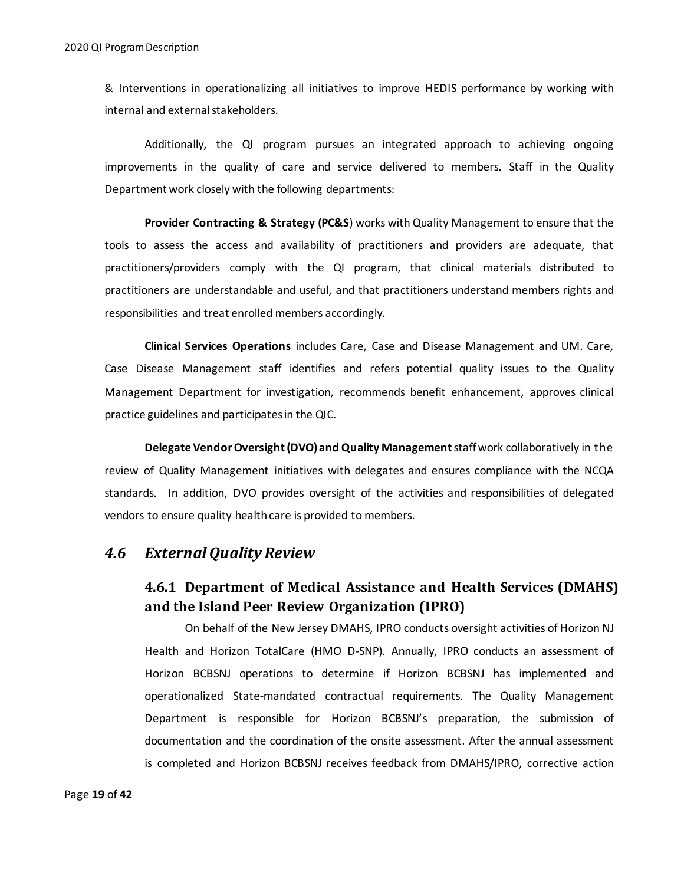& Interventions in operationalizing all initiatives to improve HEDIS performance by working with internal and external stakeholders.

Additionally, the QI program pursues an integrated approach to achieving ongoing improvements in the quality of care and service delivered to members. Staff in the Quality Department work closely with the following departments:

**Provider Contracting & Strategy (PC&S**) works with Quality Management to ensure that the tools to assess the access and availability of practitioners and providers are adequate, that practitioners/providers comply with the QI program, that clinical materials distributed to practitioners are understandable and useful, and that practitioners understand members rights and responsibilities and treat enrolled members accordingly.

**Clinical Services Operations** includes Care, Case and Disease Management and UM. Care, Case Disease Management staff identifies and refers potential quality issues to the Quality Management Department for investigation, recommends benefit enhancement, approves clinical practice guidelines and participates in the QIC.

**Delegate Vendor Oversight (DVO) and Quality Management** staff work collaboratively in the review of Quality Management initiatives with delegates and ensures compliance with the NCQA standards. In addition, DVO provides oversight of the activities and responsibilities of delegated vendors to ensure quality health care is provided to members.

## *4.6 External Quality Review*

### 4.6.1 Department of Medical Assistance and Health Services (DMAHS) and the Island Peer Review Organization (IPRO)

On behalf of the New Jersey DMAHS, IPRO conducts oversight activities of Horizon NJ Health and Horizon TotalCare (HMO D-SNP). Annually, IPRO conducts an assessment of Horizon BCBSNJ operations to determine if Horizon BCBSNJ has implemented and operationalized State-mandated contractual requirements. The Quality Management Department is responsible for Horizon BCBSNJ's preparation, the submission of documentation and the coordination of the onsite assessment. After the annual assessment is completed and Horizon BCBSNJ receives feedback from DMAHS/IPRO, corrective action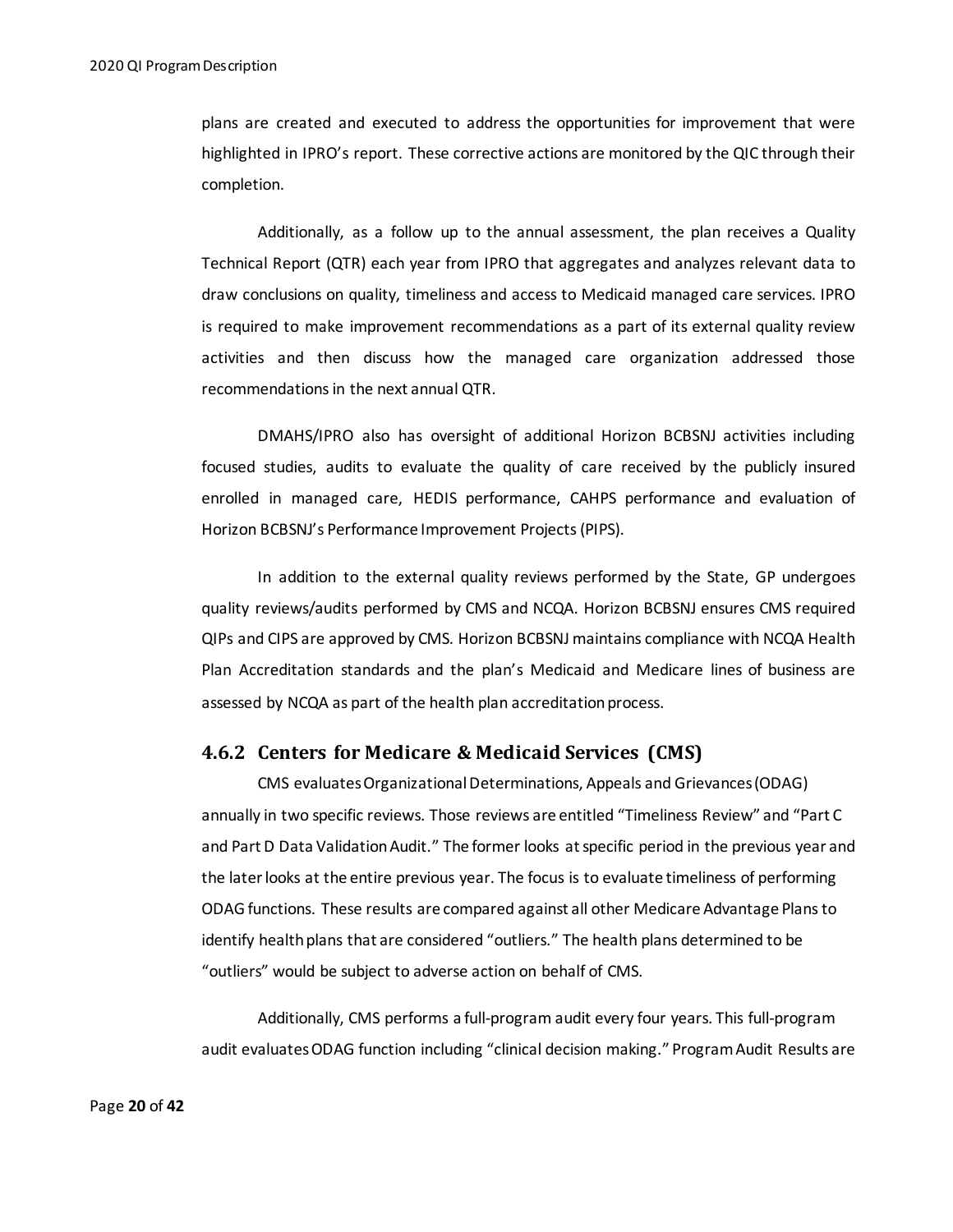plans are created and executed to address the opportunities for improvement that were highlighted in IPRO's report. These corrective actions are monitored by the QIC through their completion.

Additionally, as a follow up to the annual assessment, the plan receives a Quality Technical Report (QTR) each year from IPRO that aggregates and analyzes relevant data to draw conclusions on quality, timeliness and access to Medicaid managed care services. IPRO is required to make improvement recommendations as a part of its external quality review activities and then discuss how the managed care organization addressed those recommendations in the next annual QTR.

DMAHS/IPRO also has oversight of additional Horizon BCBSNJ activities including focused studies, audits to evaluate the quality of care received by the publicly insured enrolled in managed care, HEDIS performance, CAHPS performance and evaluation of Horizon BCBSNJ's Performance Improvement Projects (PIPS).

In addition to the external quality reviews performed by the State, GP undergoes quality reviews/audits performed by CMS and NCQA. Horizon BCBSNJ ensures CMS required QIPs and CIPS are approved by CMS. Horizon BCBSNJ maintains compliance with NCQA Health Plan Accreditation standards and the plan's Medicaid and Medicare lines of business are assessed by NCQA as part of the health plan accreditation process.

### 4.6.2 Centers for Medicare & Medicaid Services (CMS)

CMS evaluates Organizational Determinations, Appeals and Grievances (ODAG) annually in two specific reviews. Those reviews are entitled "Timeliness Review" and "Part C and Part D Data Validation Audit." The former looks at specific period in the previous year and the later looks at the entire previous year. The focus is to evaluate timeliness of performing ODAG functions. These results are compared against all other Medicare Advantage Plans to identify health plans that are considered "outliers." The health plans determined to be "outliers" would be subject to adverse action on behalf of CMS.

Additionally, CMS performs a full-program audit every four years. This full-program audit evaluates ODAG function including "clinical decision making." Program Audit Results are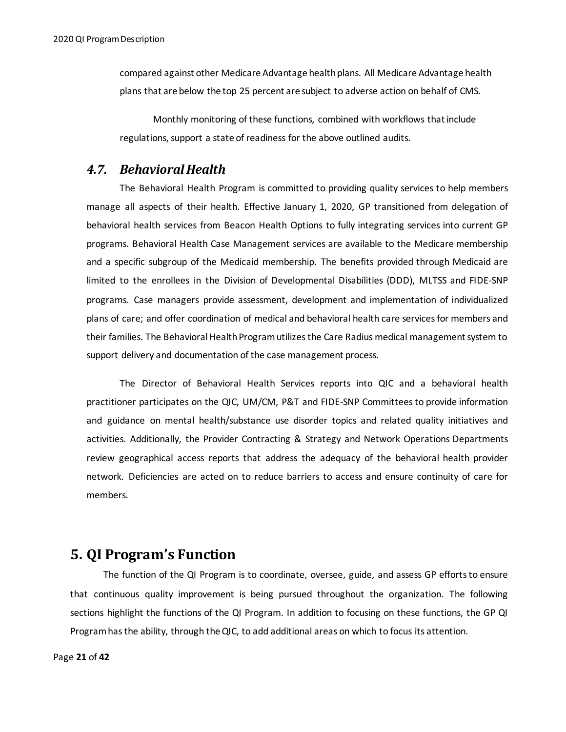compared against other Medicare Advantage health plans. All Medicare Advantage health plans that are below the top 25 percent are subject to adverse action on behalf of CMS.

Monthly monitoring of these functions, combined with workflows that include regulations, support a state of readiness for the above outlined audits.

### *4.7. Behavioral Health*

The Behavioral Health Program is committed to providing quality services to help members manage all aspects of their health. Effective January 1, 2020, GP transitioned from delegation of behavioral health services from Beacon Health Options to fully integrating services into current GP programs. Behavioral Health Case Management services are available to the Medicare membership and a specific subgroup of the Medicaid membership. The benefits provided through Medicaid are limited to the enrollees in the Division of Developmental Disabilities (DDD), MLTSS and FIDE-SNP programs. Case managers provide assessment, development and implementation of individualized plans of care; and offer coordination of medical and behavioral health care services for members and their families. The Behavioral Health Program utilizes the Care Radius medical management system to support delivery and documentation of the case management process.

The Director of Behavioral Health Services reports into QIC and a behavioral health practitioner participates on the QIC, UM/CM, P&T and FIDE-SNP Committees to provide information and guidance on mental health/substance use disorder topics and related quality initiatives and activities. Additionally, the Provider Contracting & Strategy and Network Operations Departments review geographical access reports that address the adequacy of the behavioral health provider network. Deficiencies are acted on to reduce barriers to access and ensure continuity of care for members.

## 5. QI Program's Function

The function of the QI Program is to coordinate, oversee, guide, and assess GP efforts to ensure that continuous quality improvement is being pursued throughout the organization. The following sections highlight the functions of the QI Program. In addition to focusing on these functions, the GP QI Program has the ability, through the QIC, to add additional areas on which to focus its attention.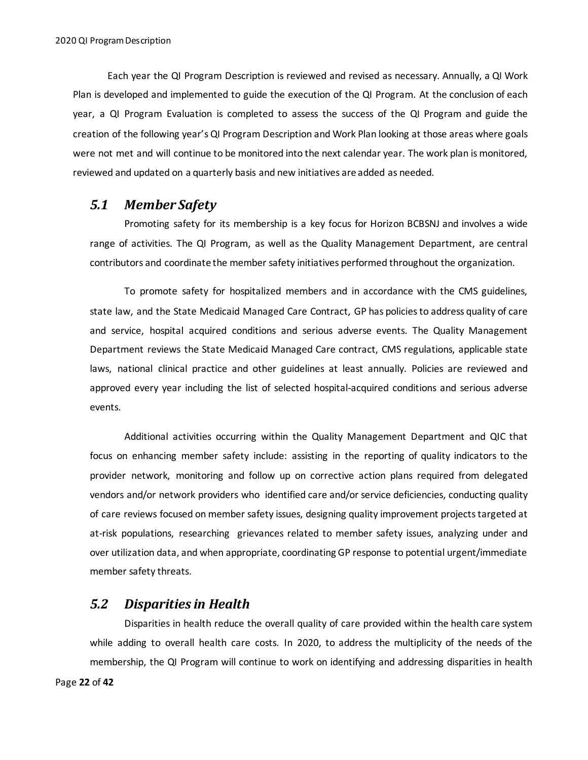Each year the QI Program Description is reviewed and revised as necessary. Annually, a QI Work Plan is developed and implemented to guide the execution of the QI Program. At the conclusion of each year, a QI Program Evaluation is completed to assess the success of the QI Program and guide the creation of the following year's QI Program Description and Work Plan looking at those areas where goals were not met and will continue to be monitored into the next calendar year. The work plan is monitored, reviewed and updated on a quarterly basis and new initiatives are added as needed.

## *5.1 Member Safety*

Promoting safety for its membership is a key focus for Horizon BCBSNJ and involves a wide range of activities. The QI Program, as well as the Quality Management Department, are central contributors and coordinate the member safety initiatives performed throughout the organization.

To promote safety for hospitalized members and in accordance with the CMS guidelines, state law, and the State Medicaid Managed Care Contract, GP has policies to address quality of care and service, hospital acquired conditions and serious adverse events. The Quality Management Department reviews the State Medicaid Managed Care contract, CMS regulations, applicable state laws, national clinical practice and other guidelines at least annually. Policies are reviewed and approved every year including the list of selected hospital-acquired conditions and serious adverse events.

Additional activities occurring within the Quality Management Department and QIC that focus on enhancing member safety include: assisting in the reporting of quality indicators to the provider network, monitoring and follow up on corrective action plans required from delegated vendors and/or network providers who identified care and/or service deficiencies, conducting quality of care reviews focused on member safety issues, designing quality improvement projects targeted at at-risk populations, researching grievances related to member safety issues, analyzing under and over utilization data, and when appropriate, coordinating GP response to potential urgent/immediate member safety threats.

## *5.2 Disparities in Health*

Disparities in health reduce the overall quality of care provided within the health care system while adding to overall health care costs. In 2020, to address the multiplicity of the needs of the membership, the QI Program will continue to work on identifying and addressing disparities in health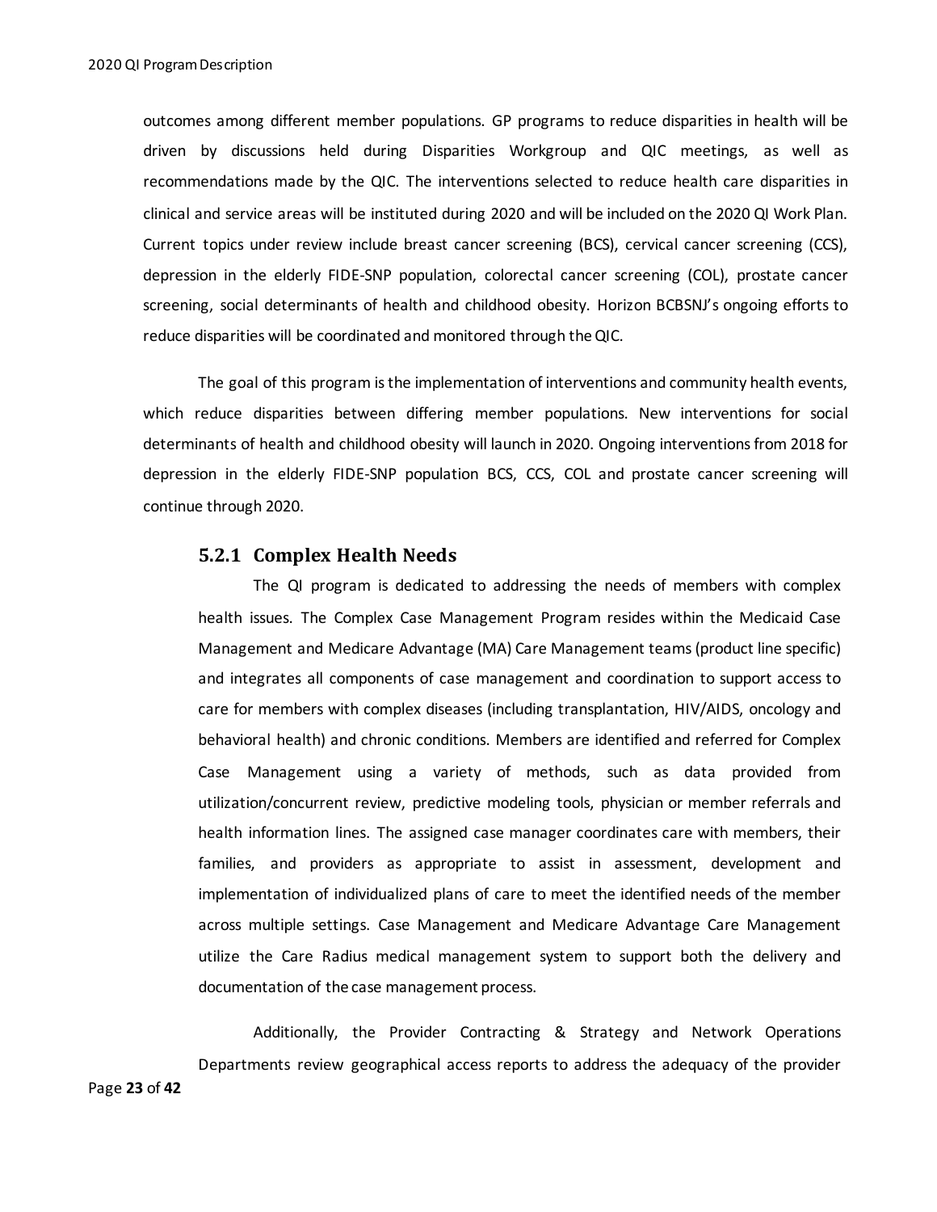outcomes among different member populations. GP programs to reduce disparities in health will be driven by discussions held during Disparities Workgroup and QIC meetings, as well as recommendations made by the QIC. The interventions selected to reduce health care disparities in clinical and service areas will be instituted during 2020 and will be included on the 2020 QI Work Plan. Current topics under review include breast cancer screening (BCS), cervical cancer screening (CCS), depression in the elderly FIDE-SNP population, colorectal cancer screening (COL), prostate cancer screening, social determinants of health and childhood obesity. Horizon BCBSNJ's ongoing efforts to reduce disparities will be coordinated and monitored through the QIC.

The goal of this program is the implementation of interventions and community health events, which reduce disparities between differing member populations. New interventions for social determinants of health and childhood obesity will launch in 2020. Ongoing interventions from 2018 for depression in the elderly FIDE-SNP population BCS, CCS, COL and prostate cancer screening will continue through 2020.

### 5.2.1 Complex Health Needs

The QI program is dedicated to addressing the needs of members with complex health issues. The Complex Case Management Program resides within the Medicaid Case Management and Medicare Advantage (MA) Care Management teams (product line specific) and integrates all components of case management and coordination to support access to care for members with complex diseases (including transplantation, HIV/AIDS, oncology and behavioral health) and chronic conditions. Members are identified and referred for Complex Case Management using a variety of methods, such as data provided from utilization/concurrent review, predictive modeling tools, physician or member referrals and health information lines. The assigned case manager coordinates care with members, their families, and providers as appropriate to assist in assessment, development and implementation of individualized plans of care to meet the identified needs of the member across multiple settings. Case Management and Medicare Advantage Care Management utilize the Care Radius medical management system to support both the delivery and documentation of the case management process.

Additionally, the Provider Contracting & Strategy and Network Operations Departments review geographical access reports to address the adequacy of the provider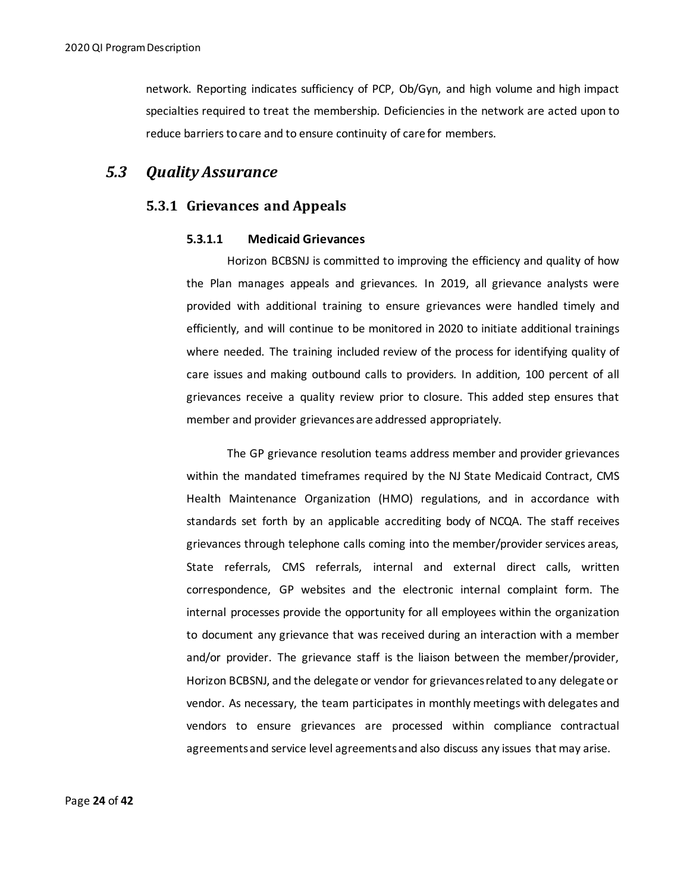network. Reporting indicates sufficiency of PCP, Ob/Gyn, and high volume and high impact specialties required to treat the membership. Deficiencies in the network are acted upon to reduce barriers to care and to ensure continuity of care for members.

## *5.3 Quality Assurance*

### 5.3.1 Grievances and Appeals

#### 5.3.1.1 Medicaid Grievances

Horizon BCBSNJ is committed to improving the efficiency and quality of how the Plan manages appeals and grievances. In 2019, all grievance analysts were provided with additional training to ensure grievances were handled timely and efficiently, and will continue to be monitored in 2020 to initiate additional trainings where needed. The training included review of the process for identifying quality of care issues and making outbound calls to providers. In addition, 100 percent of all grievances receive a quality review prior to closure. This added step ensures that member and provider grievances are addressed appropriately.

The GP grievance resolution teams address member and provider grievances within the mandated timeframes required by the NJ State Medicaid Contract, CMS Health Maintenance Organization (HMO) regulations, and in accordance with standards set forth by an applicable accrediting body of NCQA. The staff receives grievances through telephone calls coming into the member/provider services areas, State referrals, CMS referrals, internal and external direct calls, written correspondence, GP websites and the electronic internal complaint form. The internal processes provide the opportunity for all employees within the organization to document any grievance that was received during an interaction with a member and/or provider. The grievance staff is the liaison between the member/provider, Horizon BCBSNJ, and the delegate or vendor for grievances related to any delegate or vendor. As necessary, the team participates in monthly meetings with delegates and vendors to ensure grievances are processed within compliance contractual agreements and service level agreements and also discuss any issues that may arise.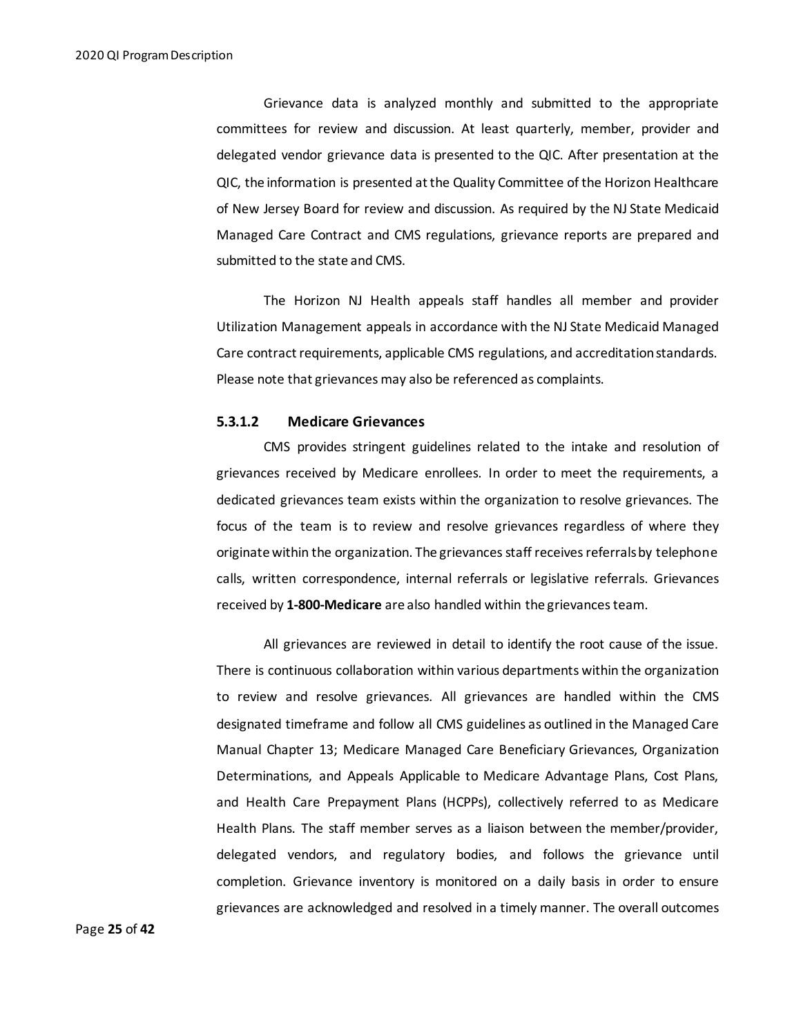Grievance data is analyzed monthly and submitted to the appropriate committees for review and discussion. At least quarterly, member, provider and delegated vendor grievance data is presented to the QIC. After presentation at the QIC, the information is presented at the Quality Committee of the Horizon Healthcare of New Jersey Board for review and discussion. As required by the NJ State Medicaid Managed Care Contract and CMS regulations, grievance reports are prepared and submitted to the state and CMS.

The Horizon NJ Health appeals staff handles all member and provider Utilization Management appeals in accordance with the NJ State Medicaid Managed Care contract requirements, applicable CMS regulations, and accreditation standards. Please note that grievances may also be referenced as complaints.

#### 5.3.1.2 Medicare Grievances

CMS provides stringent guidelines related to the intake and resolution of grievances received by Medicare enrollees. In order to meet the requirements, a dedicated grievances team exists within the organization to resolve grievances. The focus of the team is to review and resolve grievances regardless of where they originate within the organization. The grievances staff receives referrals by telephone calls, written correspondence, internal referrals or legislative referrals. Grievances received by **1-800-Medicare** are also handled within the grievances team.

All grievances are reviewed in detail to identify the root cause of the issue. There is continuous collaboration within various departments within the organization to review and resolve grievances. All grievances are handled within the CMS designated timeframe and follow all CMS guidelines as outlined in the Managed Care Manual Chapter 13; Medicare Managed Care Beneficiary Grievances, Organization Determinations, and Appeals Applicable to Medicare Advantage Plans, Cost Plans, and Health Care Prepayment Plans (HCPPs), collectively referred to as Medicare Health Plans. The staff member serves as a liaison between the member/provider, delegated vendors, and regulatory bodies, and follows the grievance until completion. Grievance inventory is monitored on a daily basis in order to ensure grievances are acknowledged and resolved in a timely manner. The overall outcomes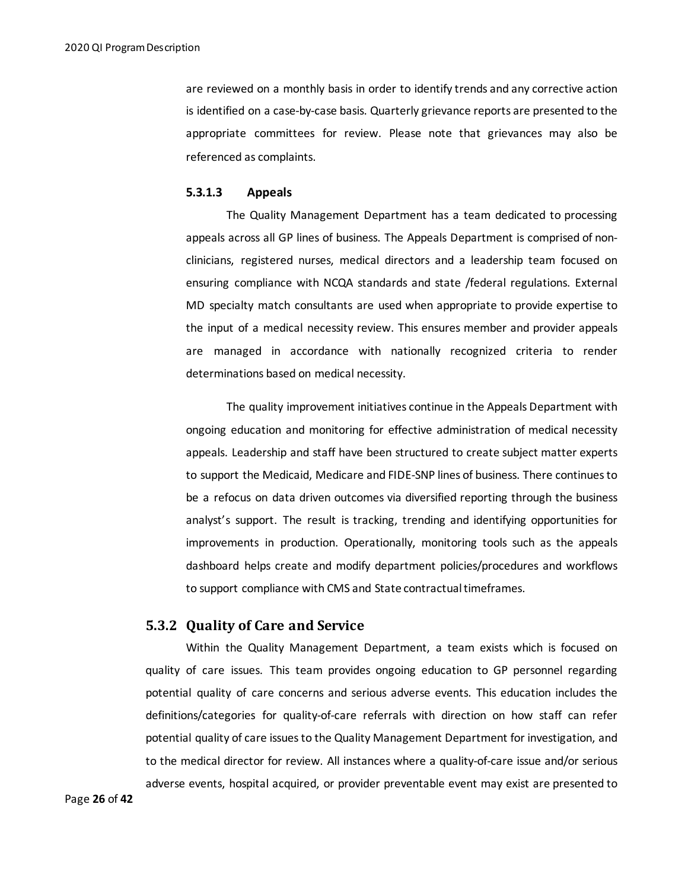are reviewed on a monthly basis in order to identify trends and any corrective action is identified on a case-by-case basis. Quarterly grievance reports are presented to the appropriate committees for review. Please note that grievances may also be referenced as complaints.

#### 5.3.1.3 Appeals

The Quality Management Department has a team dedicated to processing appeals across all GP lines of business. The Appeals Department is comprised of non-clinicians, registered nurses, medical directors and a leadership team focused on ensuring compliance with NCQA standards and state /federal regulations. External MD specialty match consultants are used when appropriate to provide expertise to the input of a medical necessity review. This ensures member and provider appeals are managed in accordance with nationally recognized criteria to render determinations based on medical necessity.

The quality improvement initiatives continue in the Appeals Department with ongoing education and monitoring for effective administration of medical necessity appeals. Leadership and staff have been structured to create subject matter experts to support the Medicaid, Medicare and FIDE-SNP lines of business. There continues to be a refocus on data driven outcomes via diversified reporting through the business analyst's support. The result is tracking, trending and identifying opportunities for improvements in production. Operationally, monitoring tools such as the appeals dashboard helps create and modify department policies/procedures and workflows to support compliance with CMS and State contractual timeframes.

### 5.3.2 Quality of Care and Service

Within the Quality Management Department, a team exists which is focused on quality of care issues. This team provides ongoing education to GP personnel regarding potential quality of care concerns and serious adverse events. This education includes the definitions/categories for quality-of-care referrals with direction on how staff can refer potential quality of care issues to the Quality Management Department for investigation, and to the medical director for review. All instances where a quality-of-care issue and/or serious adverse events, hospital acquired, or provider preventable event may exist are presented to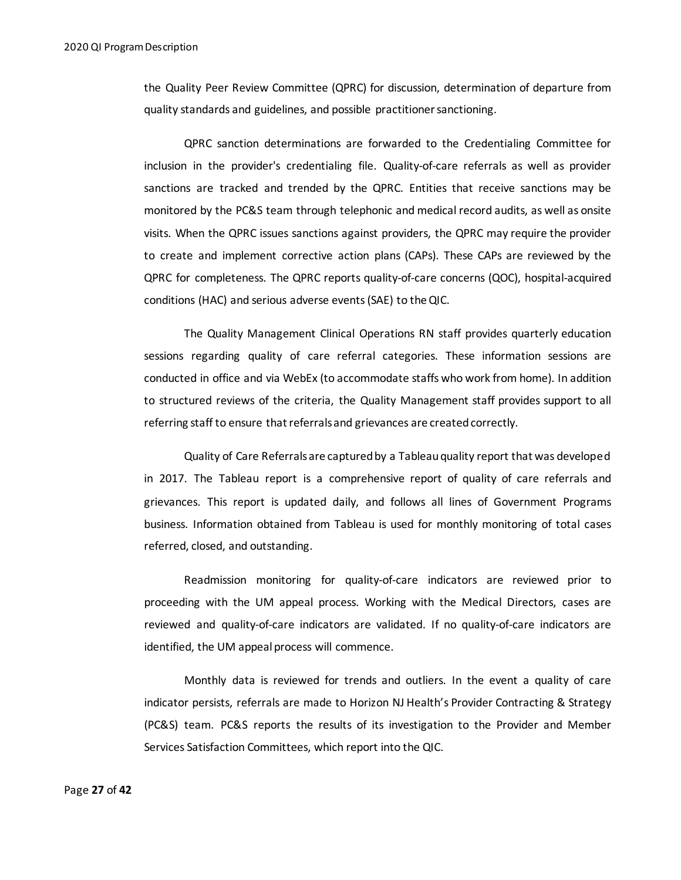the Quality Peer Review Committee (QPRC) for discussion, determination of departure from quality standards and guidelines, and possible practitioner sanctioning.

QPRC sanction determinations are forwarded to the Credentialing Committee for inclusion in the provider's credentialing file. Quality-of-care referrals as well as provider sanctions are tracked and trended by the QPRC. Entities that receive sanctions may be monitored by the PC&S team through telephonic and medical record audits, as well as onsite visits. When the QPRC issues sanctions against providers, the QPRC may require the provider to create and implement corrective action plans (CAPs). These CAPs are reviewed by the QPRC for completeness. The QPRC reports quality-of-care concerns (QOC), hospital-acquired conditions (HAC) and serious adverse events (SAE) to the QIC.

The Quality Management Clinical Operations RN staff provides quarterly education sessions regarding quality of care referral categories. These information sessions are conducted in office and via WebEx (to accommodate staffs who work from home). In addition to structured reviews of the criteria, the Quality Management staff provides support to all referring staff to ensure that referrals and grievances are created correctly.

Quality of Care Referrals are captured by a Tableau quality report that was developed in 2017. The Tableau report is a comprehensive report of quality of care referrals and grievances. This report is updated daily, and follows all lines of Government Programs business. Information obtained from Tableau is used for monthly monitoring of total cases referred, closed, and outstanding.

Readmission monitoring for quality-of-care indicators are reviewed prior to proceeding with the UM appeal process. Working with the Medical Directors, cases are reviewed and quality-of-care indicators are validated. If no quality-of-care indicators are identified, the UM appeal process will commence.

Monthly data is reviewed for trends and outliers. In the event a quality of care indicator persists, referrals are made to Horizon NJ Health's Provider Contracting & Strategy (PC&S) team. PC&S reports the results of its investigation to the Provider and Member Services Satisfaction Committees, which report into the QIC.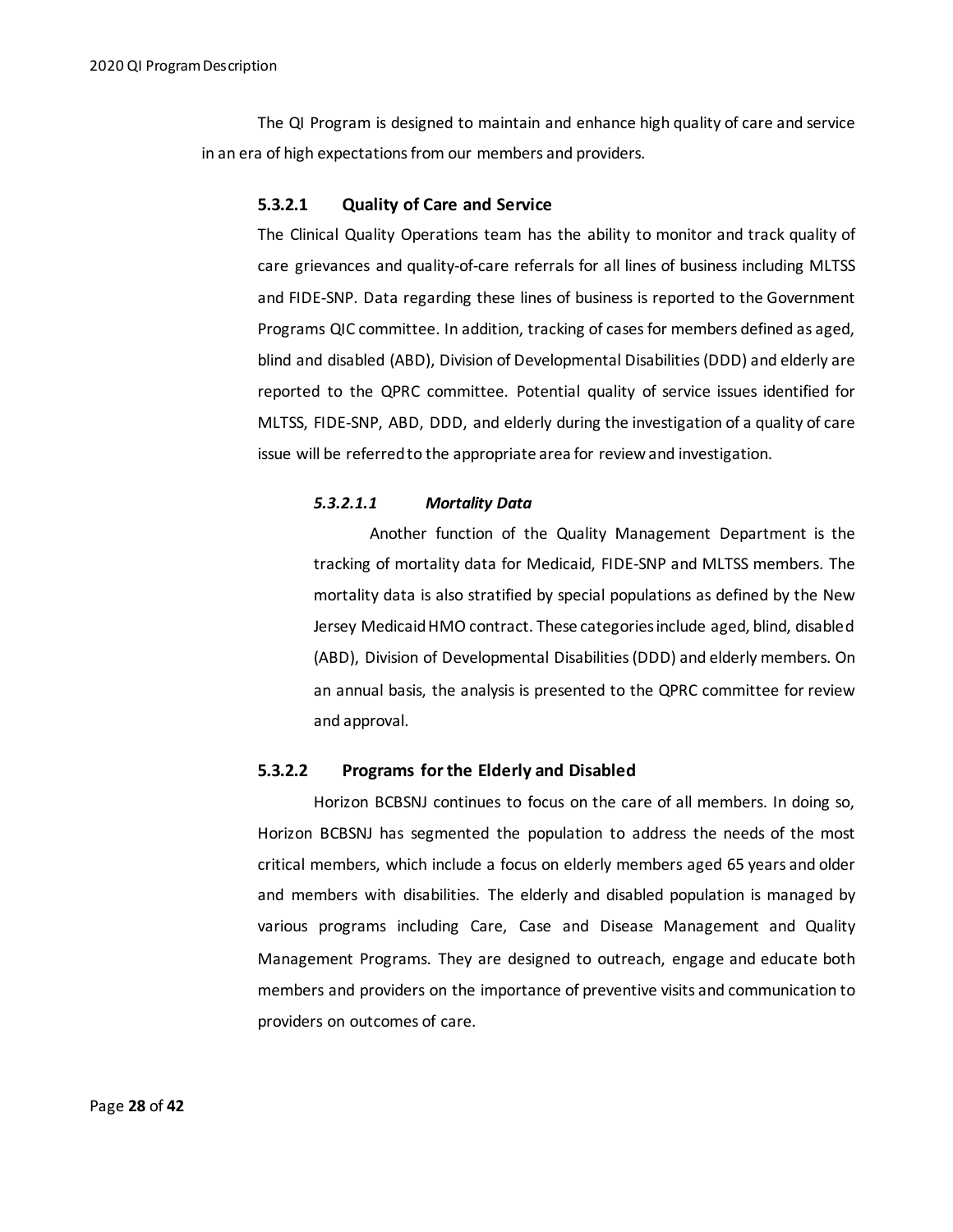The QI Program is designed to maintain and enhance high quality of care and service in an era of high expectations from our members and providers.

#### 5.3.2.1 Quality of Care and Service

The Clinical Quality Operations team has the ability to monitor and track quality of care grievances and quality-of-care referrals for all lines of business including MLTSS and FIDE-SNP. Data regarding these lines of business is reported to the Government Programs QIC committee. In addition, tracking of cases for members defined as aged, blind and disabled (ABD), Division of Developmental Disabilities (DDD) and elderly are reported to the QPRC committee. Potential quality of service issues identified for MLTSS, FIDE-SNP, ABD, DDD, and elderly during the investigation of a quality of care issue will be referred to the appropriate area for review and investigation.

##### *5.3.2.1.1 Mortality Data*

Another function of the Quality Management Department is the tracking of mortality data for Medicaid, FIDE-SNP and MLTSS members. The mortality data is also stratified by special populations as defined by the New Jersey Medicaid HMO contract. These categories include aged, blind, disabled (ABD), Division of Developmental Disabilities (DDD) and elderly members. On an annual basis, the analysis is presented to the QPRC committee for review and approval.

#### 5.3.2.2 Programs for the Elderly and Disabled

Horizon BCBSNJ continues to focus on the care of all members. In doing so, Horizon BCBSNJ has segmented the population to address the needs of the most critical members, which include a focus on elderly members aged 65 years and older and members with disabilities. The elderly and disabled population is managed by various programs including Care, Case and Disease Management and Quality Management Programs. They are designed to outreach, engage and educate both members and providers on the importance of preventive visits and communication to providers on outcomes of care.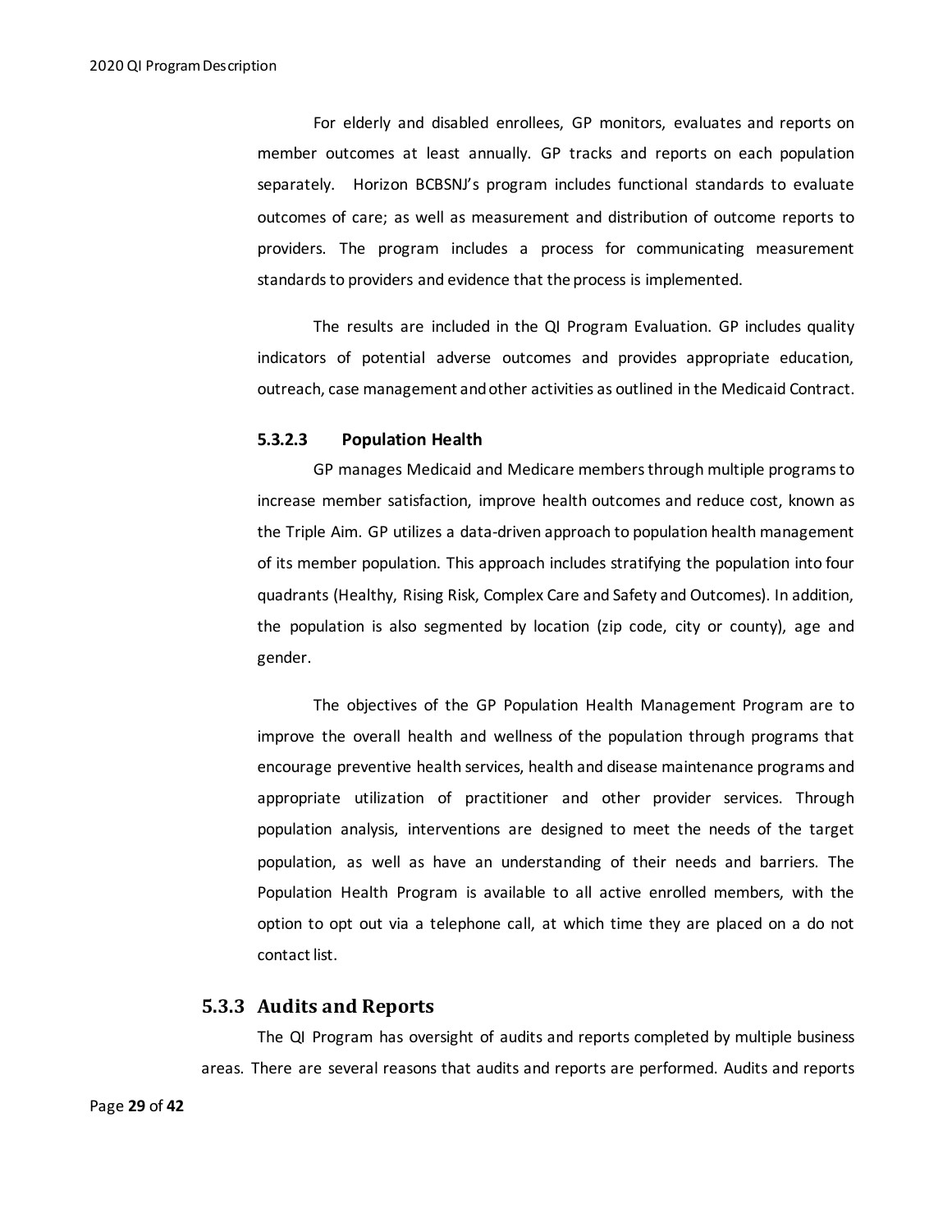For elderly and disabled enrollees, GP monitors, evaluates and reports on member outcomes at least annually. GP tracks and reports on each population separately. Horizon BCBSNJ's program includes functional standards to evaluate outcomes of care; as well as measurement and distribution of outcome reports to providers. The program includes a process for communicating measurement standards to providers and evidence that the process is implemented.

The results are included in the QI Program Evaluation. GP includes quality indicators of potential adverse outcomes and provides appropriate education, outreach, case management and other activities as outlined in the Medicaid Contract.

#### 5.3.2.3 Population Health

GP manages Medicaid and Medicare members through multiple programs to increase member satisfaction, improve health outcomes and reduce cost, known as the Triple Aim. GP utilizes a data-driven approach to population health management of its member population. This approach includes stratifying the population into four quadrants (Healthy, Rising Risk, Complex Care and Safety and Outcomes). In addition, the population is also segmented by location (zip code, city or county), age and gender.

The objectives of the GP Population Health Management Program are to improve the overall health and wellness of the population through programs that encourage preventive health services, health and disease maintenance programs and appropriate utilization of practitioner and other provider services. Through population analysis, interventions are designed to meet the needs of the target population, as well as have an understanding of their needs and barriers. The Population Health Program is available to all active enrolled members, with the option to opt out via a telephone call, at which time they are placed on a do not contact list.

### 5.3.3 Audits and Reports

The QI Program has oversight of audits and reports completed by multiple business areas. There are several reasons that audits and reports are performed. Audits and reports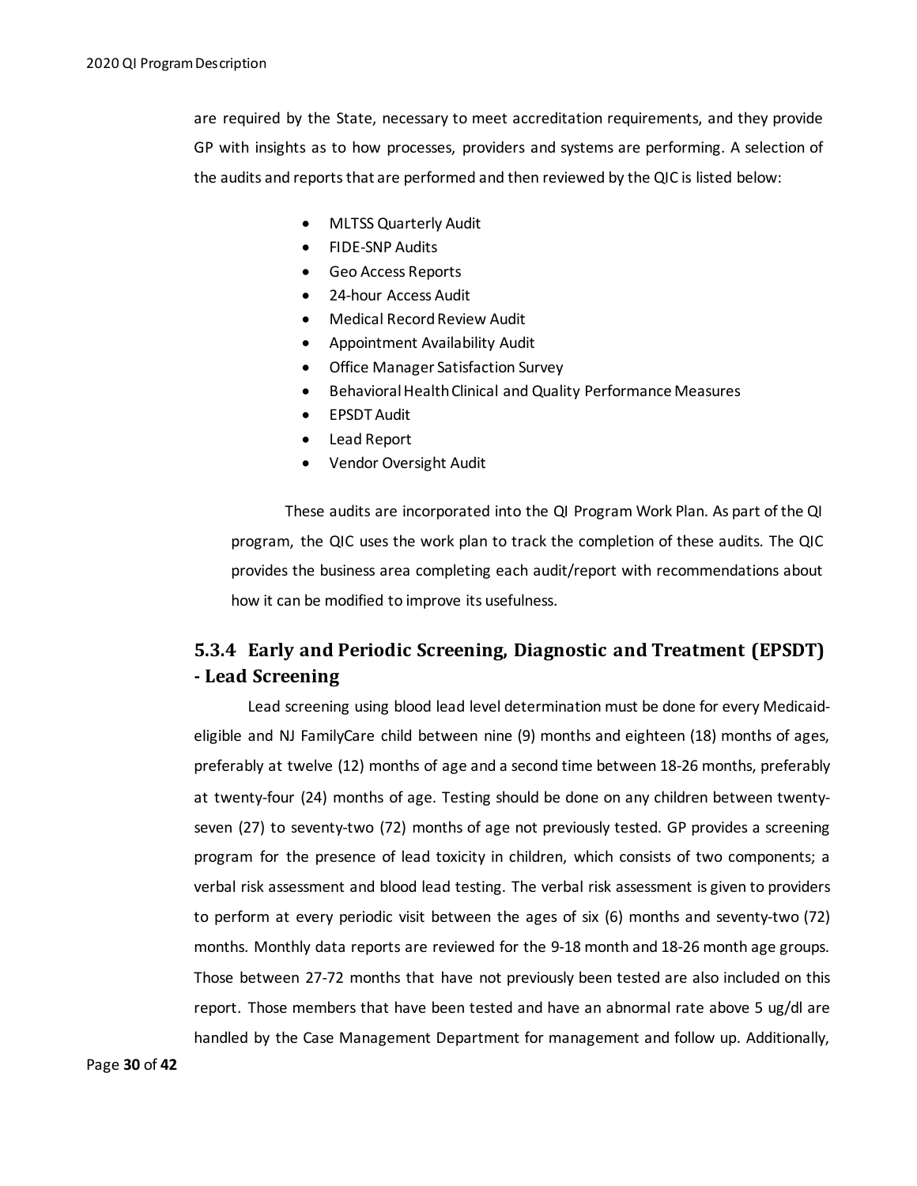are required by the State, necessary to meet accreditation requirements, and they provide GP with insights as to how processes, providers and systems are performing. A selection of the audits and reports that are performed and then reviewed by the QIC is listed below:

- MLTSS Quarterly Audit
- FIDE-SNP Audits
- Geo Access Reports
- 24-hour Access Audit
- Medical Record Review Audit
- Appointment Availability Audit
- Office Manager Satisfaction Survey
- Behavioral Health Clinical and Quality Performance Measures
- EPSDT Audit
- Lead Report
- Vendor Oversight Audit

These audits are incorporated into the QI Program Work Plan. As part of the QI program, the QIC uses the work plan to track the completion of these audits. The QIC provides the business area completing each audit/report with recommendations about how it can be modified to improve its usefulness.

### 5.3.4 Early and Periodic Screening, Diagnostic and Treatment (EPSDT) - Lead Screening

Lead screening using blood lead level determination must be done for every Medicaid-eligible and NJ FamilyCare child between nine (9) months and eighteen (18) months of ages, preferably at twelve (12) months of age and a second time between 18-26 months, preferably at twenty-four (24) months of age. Testing should be done on any children between twenty-seven (27) to seventy-two (72) months of age not previously tested. GP provides a screening program for the presence of lead toxicity in children, which consists of two components; a verbal risk assessment and blood lead testing. The verbal risk assessment is given to providers to perform at every periodic visit between the ages of six (6) months and seventy-two (72) months. Monthly data reports are reviewed for the 9-18 month and 18-26 month age groups. Those between 27-72 months that have not previously been tested are also included on this report. Those members that have been tested and have an abnormal rate above 5 ug/dl are handled by the Case Management Department for management and follow up. Additionally,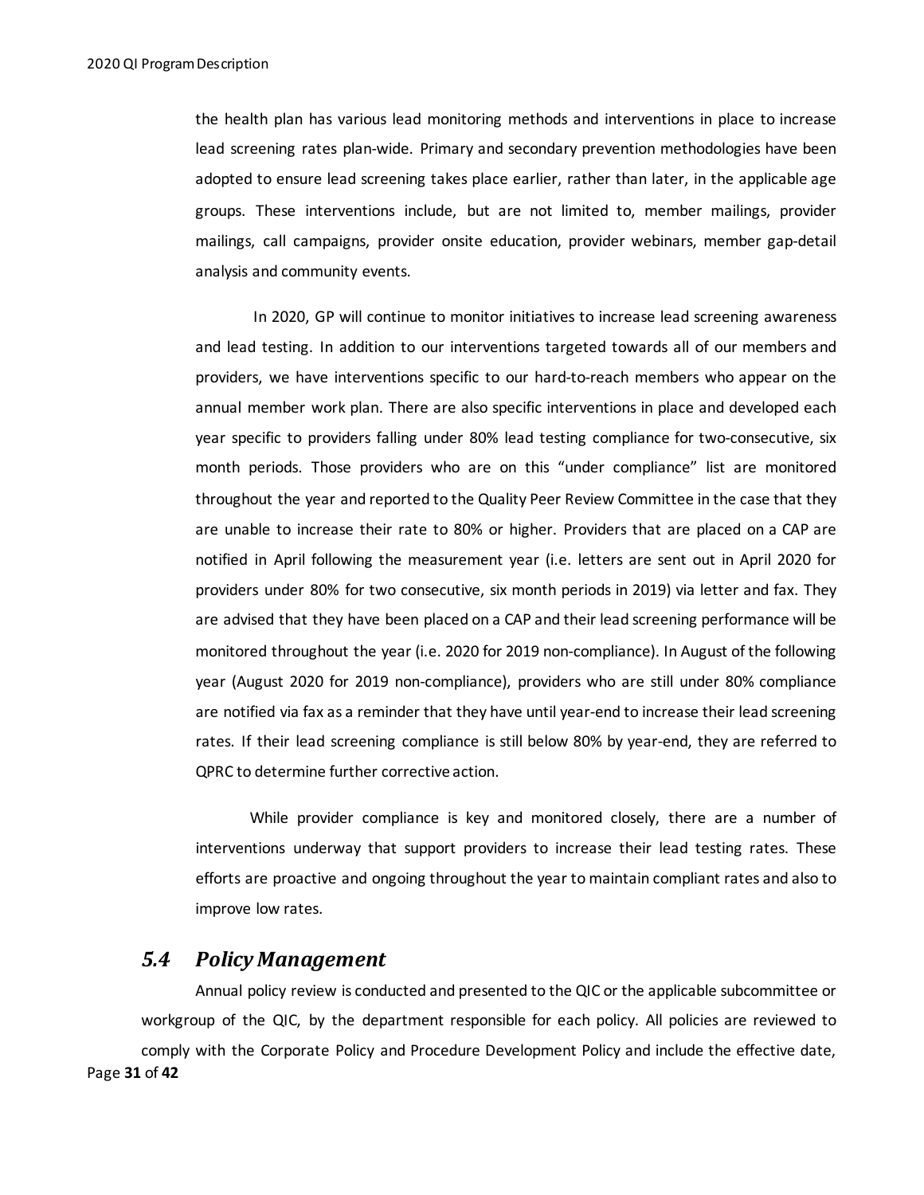the health plan has various lead monitoring methods and interventions in place to increase lead screening rates plan-wide. Primary and secondary prevention methodologies have been adopted to ensure lead screening takes place earlier, rather than later, in the applicable age groups. These interventions include, but are not limited to, member mailings, provider mailings, call campaigns, provider onsite education, provider webinars, member gap-detail analysis and community events.

In 2020, GP will continue to monitor initiatives to increase lead screening awareness and lead testing. In addition to our interventions targeted towards all of our members and providers, we have interventions specific to our hard-to-reach members who appear on the annual member work plan. There are also specific interventions in place and developed each year specific to providers falling under 80% lead testing compliance for two-consecutive, six month periods. Those providers who are on this "under compliance" list are monitored throughout the year and reported to the Quality Peer Review Committee in the case that they are unable to increase their rate to 80% or higher. Providers that are placed on a CAP are notified in April following the measurement year (i.e. letters are sent out in April 2020 for providers under 80% for two consecutive, six month periods in 2019) via letter and fax. They are advised that they have been placed on a CAP and their lead screening performance will be monitored throughout the year (i.e. 2020 for 2019 non-compliance). In August of the following year (August 2020 for 2019 non-compliance), providers who are still under 80% compliance are notified via fax as a reminder that they have until year-end to increase their lead screening rates. If their lead screening compliance is still below 80% by year-end, they are referred to QPRC to determine further corrective action.

While provider compliance is key and monitored closely, there are a number of interventions underway that support providers to increase their lead testing rates. These efforts are proactive and ongoing throughout the year to maintain compliant rates and also to improve low rates.

## *5.4 Policy Management*

Annual policy review is conducted and presented to the QIC or the applicable subcommittee or workgroup of the QIC, by the department responsible for each policy. All policies are reviewed to comply with the Corporate Policy and Procedure Development Policy and include the effective date,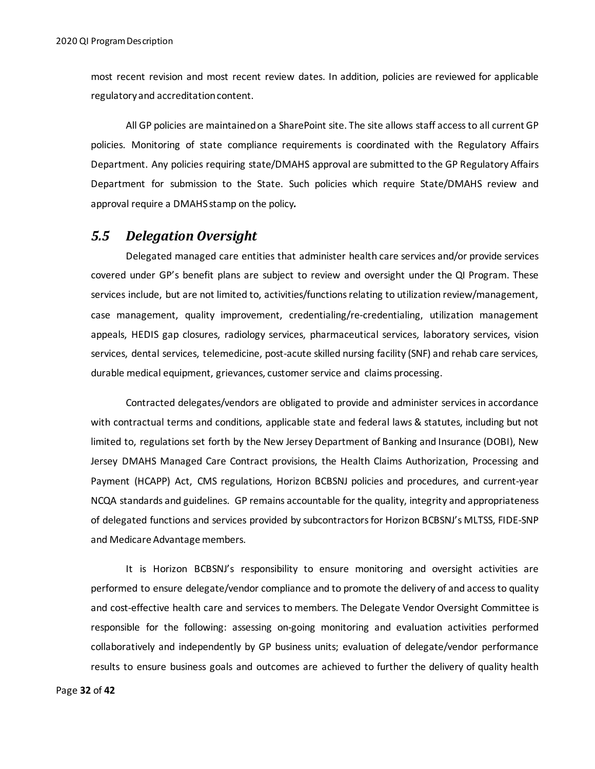most recent revision and most recent review dates. In addition, policies are reviewed for applicable regulatory and accreditation content.

All GP policies are maintained on a SharePoint site. The site allows staff access to all current GP policies. Monitoring of state compliance requirements is coordinated with the Regulatory Affairs Department. Any policies requiring state/DMAHS approval are submitted to the GP Regulatory Affairs Department for submission to the State. Such policies which require State/DMAHS review and approval require a DMAHS stamp on the policy.

## *5.5 Delegation Oversight*

Delegated managed care entities that administer health care services and/or provide services covered under GP's benefit plans are subject to review and oversight under the QI Program. These services include, but are not limited to, activities/functions relating to utilization review/management, case management, quality improvement, credentialing/re-credentialing, utilization management appeals, HEDIS gap closures, radiology services, pharmaceutical services, laboratory services, vision services, dental services, telemedicine, post-acute skilled nursing facility (SNF) and rehab care services, durable medical equipment, grievances, customer service and claims processing.

Contracted delegates/vendors are obligated to provide and administer services in accordance with contractual terms and conditions, applicable state and federal laws & statutes, including but not limited to, regulations set forth by the New Jersey Department of Banking and Insurance (DOBI), New Jersey DMAHS Managed Care Contract provisions, the Health Claims Authorization, Processing and Payment (HCAPP) Act, CMS regulations, Horizon BCBSNJ policies and procedures, and current-year NCQA standards and guidelines. GP remains accountable for the quality, integrity and appropriateness of delegated functions and services provided by subcontractors for Horizon BCBSNJ's MLTSS, FIDE-SNP and Medicare Advantage members.

It is Horizon BCBSNJ's responsibility to ensure monitoring and oversight activities are performed to ensure delegate/vendor compliance and to promote the delivery of and access to quality and cost-effective health care and services to members. The Delegate Vendor Oversight Committee is responsible for the following: assessing on-going monitoring and evaluation activities performed collaboratively and independently by GP business units; evaluation of delegate/vendor performance results to ensure business goals and outcomes are achieved to further the delivery of quality health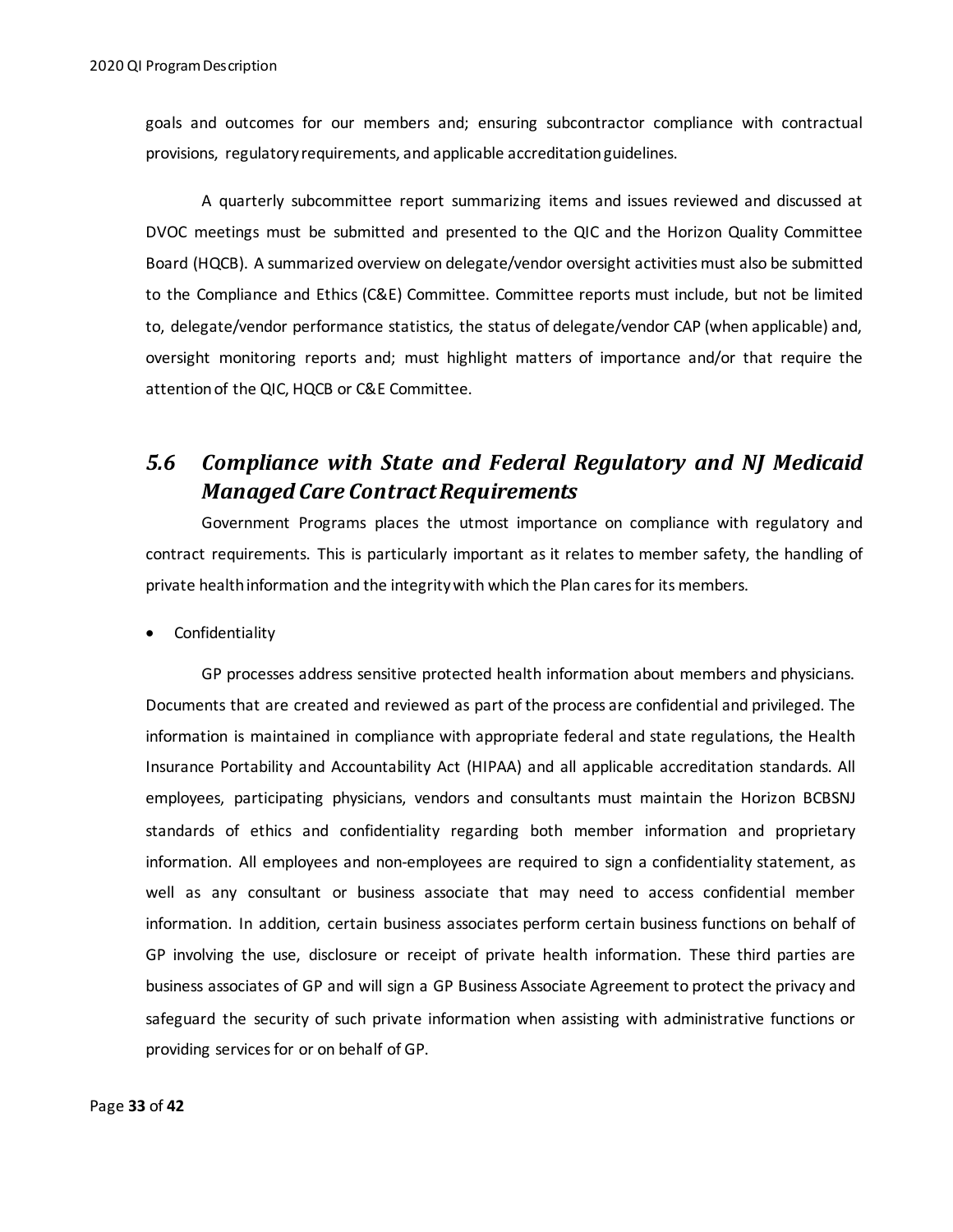goals and outcomes for our members and; ensuring subcontractor compliance with contractual provisions, regulatory requirements, and applicable accreditation guidelines.

A quarterly subcommittee report summarizing items and issues reviewed and discussed at DVOC meetings must be submitted and presented to the QIC and the Horizon Quality Committee Board (HQCB). A summarized overview on delegate/vendor oversight activities must also be submitted to the Compliance and Ethics (C&E) Committee. Committee reports must include, but not be limited to, delegate/vendor performance statistics, the status of delegate/vendor CAP (when applicable) and, oversight monitoring reports and; must highlight matters of importance and/or that require the attention of the QIC, HQCB or C&E Committee.

## *5.6 Compliance with State and Federal Regulatory and NJ Medicaid Managed Care Contract Requirements*

Government Programs places the utmost importance on compliance with regulatory and contract requirements. This is particularly important as it relates to member safety, the handling of private health information and the integrity with which the Plan cares for its members.

- Confidentiality

GP processes address sensitive protected health information about members and physicians. Documents that are created and reviewed as part of the process are confidential and privileged. The information is maintained in compliance with appropriate federal and state regulations, the Health Insurance Portability and Accountability Act (HIPAA) and all applicable accreditation standards. All employees, participating physicians, vendors and consultants must maintain the Horizon BCBSNJ standards of ethics and confidentiality regarding both member information and proprietary information. All employees and non-employees are required to sign a confidentiality statement, as well as any consultant or business associate that may need to access confidential member information. In addition, certain business associates perform certain business functions on behalf of GP involving the use, disclosure or receipt of private health information. These third parties are business associates of GP and will sign a GP Business Associate Agreement to protect the privacy and safeguard the security of such private information when assisting with administrative functions or providing services for or on behalf of GP.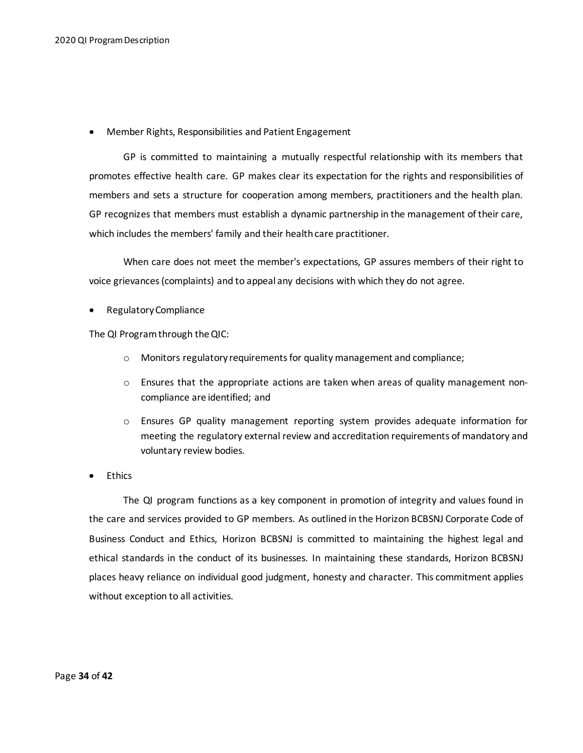- Member Rights, Responsibilities and Patient Engagement

GP is committed to maintaining a mutually respectful relationship with its members that promotes effective health care. GP makes clear its expectation for the rights and responsibilities of members and sets a structure for cooperation among members, practitioners and the health plan. GP recognizes that members must establish a dynamic partnership in the management of their care, which includes the members' family and their health care practitioner.

When care does not meet the member's expectations, GP assures members of their right to voice grievances (complaints) and to appeal any decisions with which they do not agree.

- Regulatory Compliance

The QI Program through the QIC:

  - Monitors regulatory requirements for quality management and compliance;
  - Ensures that the appropriate actions are taken when areas of quality management non-compliance are identified; and
  - Ensures GP quality management reporting system provides adequate information for meeting the regulatory external review and accreditation requirements of mandatory and voluntary review bodies.

- Ethics

The QI program functions as a key component in promotion of integrity and values found in the care and services provided to GP members. As outlined in the Horizon BCBSNJ Corporate Code of Business Conduct and Ethics, Horizon BCBSNJ is committed to maintaining the highest legal and ethical standards in the conduct of its businesses. In maintaining these standards, Horizon BCBSNJ places heavy reliance on individual good judgment, honesty and character. This commitment applies without exception to all activities.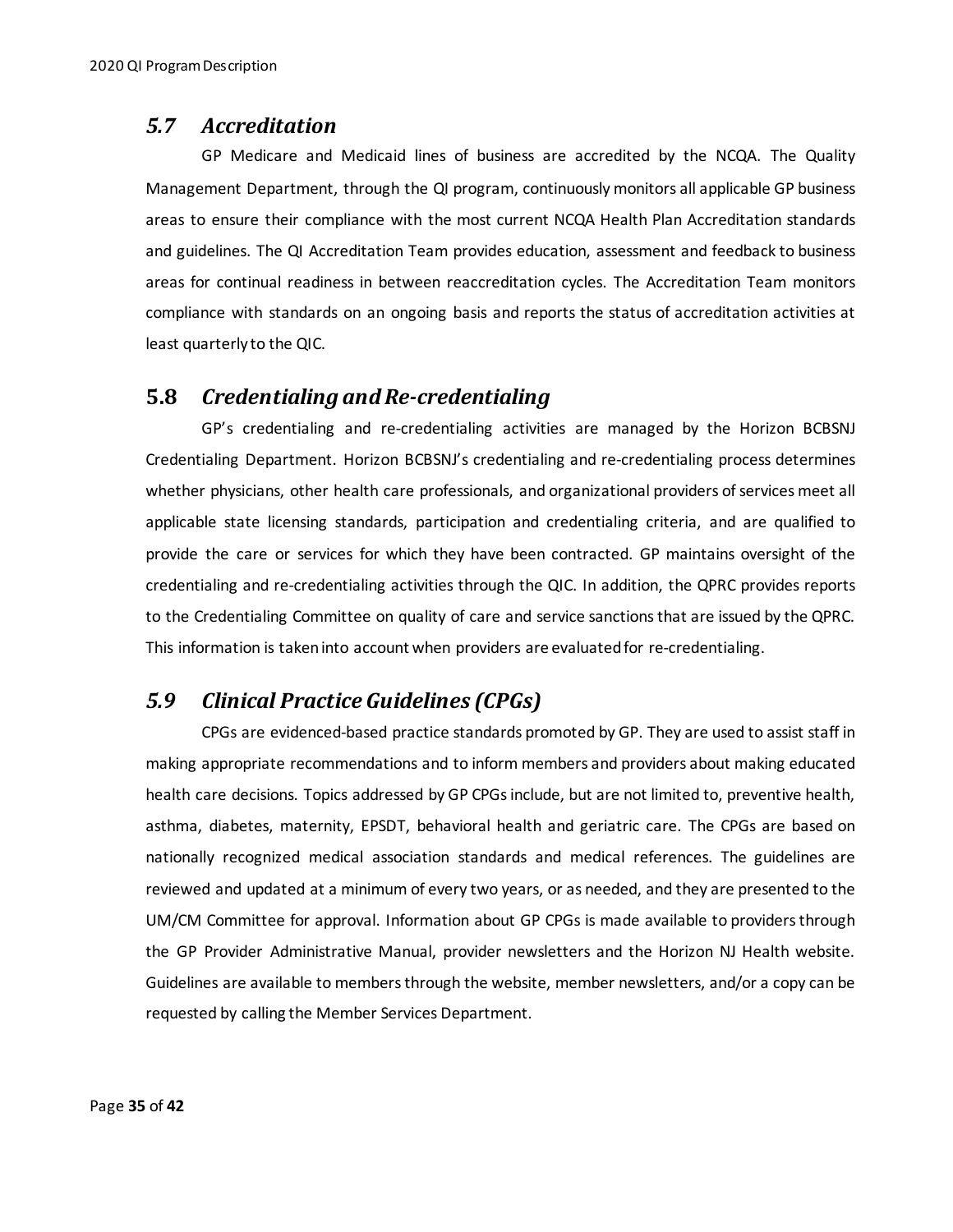## *5.7 Accreditation*

GP Medicare and Medicaid lines of business are accredited by the NCQA. The Quality Management Department, through the QI program, continuously monitors all applicable GP business areas to ensure their compliance with the most current NCQA Health Plan Accreditation standards and guidelines. The QI Accreditation Team provides education, assessment and feedback to business areas for continual readiness in between reaccreditation cycles. The Accreditation Team monitors compliance with standards on an ongoing basis and reports the status of accreditation activities at least quarterly to the QIC.

## 5.8 *Credentialing and Re-credentialing*

GP's credentialing and re-credentialing activities are managed by the Horizon BCBSNJ Credentialing Department. Horizon BCBSNJ's credentialing and re-credentialing process determines whether physicians, other health care professionals, and organizational providers of services meet all applicable state licensing standards, participation and credentialing criteria, and are qualified to provide the care or services for which they have been contracted. GP maintains oversight of the credentialing and re-credentialing activities through the QIC. In addition, the QPRC provides reports to the Credentialing Committee on quality of care and service sanctions that are issued by the QPRC. This information is taken into account when providers are evaluated for re-credentialing.

## *5.9 Clinical Practice Guidelines (CPGs)*

CPGs are evidenced-based practice standards promoted by GP. They are used to assist staff in making appropriate recommendations and to inform members and providers about making educated health care decisions. Topics addressed by GP CPGs include, but are not limited to, preventive health, asthma, diabetes, maternity, EPSDT, behavioral health and geriatric care. The CPGs are based on nationally recognized medical association standards and medical references. The guidelines are reviewed and updated at a minimum of every two years, or as needed, and they are presented to the UM/CM Committee for approval. Information about GP CPGs is made available to providers through the GP Provider Administrative Manual, provider newsletters and the Horizon NJ Health website. Guidelines are available to members through the website, member newsletters, and/or a copy can be requested by calling the Member Services Department.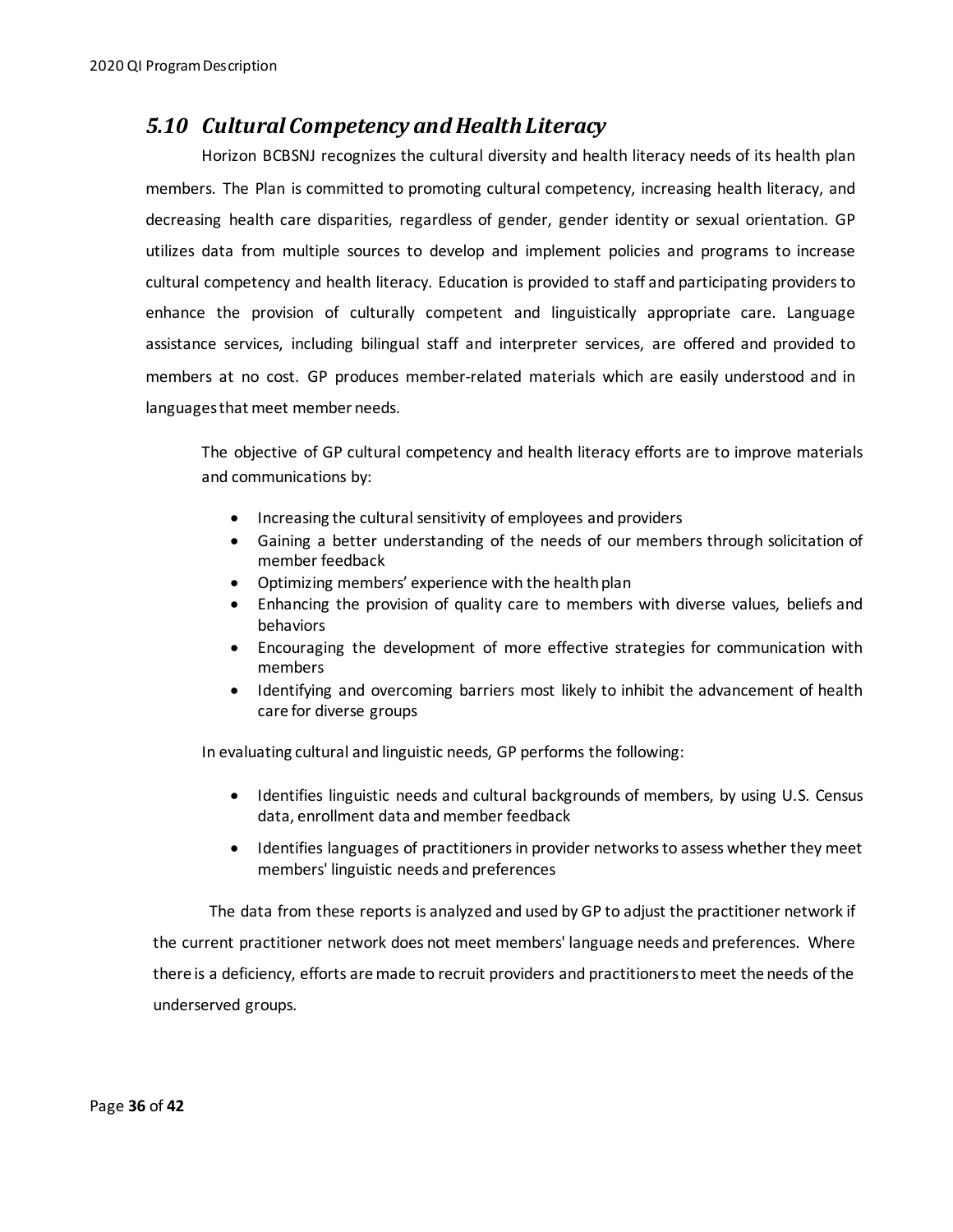## *5.10 Cultural Competency and Health Literacy*

Horizon BCBSNJ recognizes the cultural diversity and health literacy needs of its health plan members. The Plan is committed to promoting cultural competency, increasing health literacy, and decreasing health care disparities, regardless of gender, gender identity or sexual orientation. GP utilizes data from multiple sources to develop and implement policies and programs to increase cultural competency and health literacy. Education is provided to staff and participating providers to enhance the provision of culturally competent and linguistically appropriate care. Language assistance services, including bilingual staff and interpreter services, are offered and provided to members at no cost. GP produces member-related materials which are easily understood and in languages that meet member needs.

The objective of GP cultural competency and health literacy efforts are to improve materials and communications by:

- Increasing the cultural sensitivity of employees and providers
- Gaining a better understanding of the needs of our members through solicitation of member feedback
- Optimizing members' experience with the health plan
- Enhancing the provision of quality care to members with diverse values, beliefs and behaviors
- Encouraging the development of more effective strategies for communication with members
- Identifying and overcoming barriers most likely to inhibit the advancement of health care for diverse groups

In evaluating cultural and linguistic needs, GP performs the following:

- Identifies linguistic needs and cultural backgrounds of members, by using U.S. Census data, enrollment data and member feedback
- Identifies languages of practitioners in provider networks to assess whether they meet members' linguistic needs and preferences

The data from these reports is analyzed and used by GP to adjust the practitioner network if the current practitioner network does not meet members' language needs and preferences. Where there is a deficiency, efforts are made to recruit providers and practitioners to meet the needs of the underserved groups.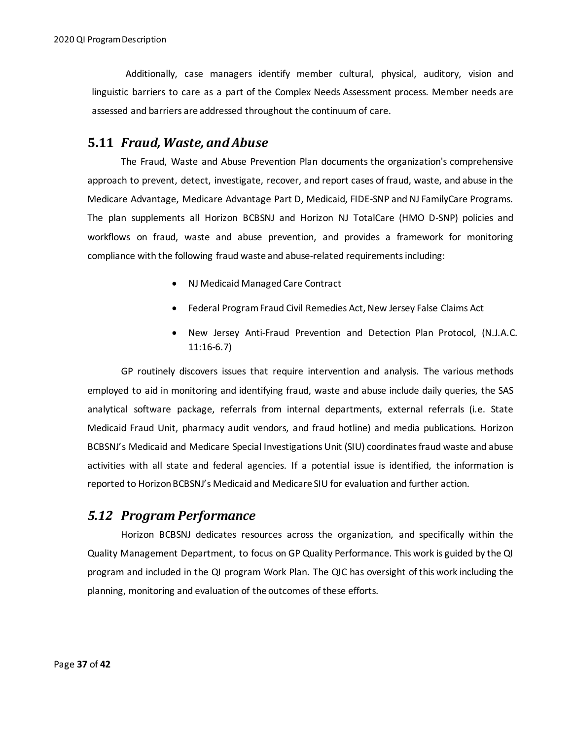Additionally, case managers identify member cultural, physical, auditory, vision and linguistic barriers to care as a part of the Complex Needs Assessment process. Member needs are assessed and barriers are addressed throughout the continuum of care.

## 5.11 *Fraud, Waste, and Abuse*

The Fraud, Waste and Abuse Prevention Plan documents the organization's comprehensive approach to prevent, detect, investigate, recover, and report cases of fraud, waste, and abuse in the Medicare Advantage, Medicare Advantage Part D, Medicaid, FIDE-SNP and NJ FamilyCare Programs. The plan supplements all Horizon BCBSNJ and Horizon NJ TotalCare (HMO D-SNP) policies and workflows on fraud, waste and abuse prevention, and provides a framework for monitoring compliance with the following fraud waste and abuse-related requirements including:

- NJ Medicaid Managed Care Contract
- Federal Program Fraud Civil Remedies Act, New Jersey False Claims Act
- New Jersey Anti-Fraud Prevention and Detection Plan Protocol, (N.J.A.C. 11:16-6.7)

GP routinely discovers issues that require intervention and analysis. The various methods employed to aid in monitoring and identifying fraud, waste and abuse include daily queries, the SAS analytical software package, referrals from internal departments, external referrals (i.e. State Medicaid Fraud Unit, pharmacy audit vendors, and fraud hotline) and media publications. Horizon BCBSNJ's Medicaid and Medicare Special Investigations Unit (SIU) coordinates fraud waste and abuse activities with all state and federal agencies. If a potential issue is identified, the information is reported to Horizon BCBSNJ's Medicaid and Medicare SIU for evaluation and further action.

## *5.12 Program Performance*

Horizon BCBSNJ dedicates resources across the organization, and specifically within the Quality Management Department, to focus on GP Quality Performance. This work is guided by the QI program and included in the QI program Work Plan. The QIC has oversight of this work including the planning, monitoring and evaluation of the outcomes of these efforts.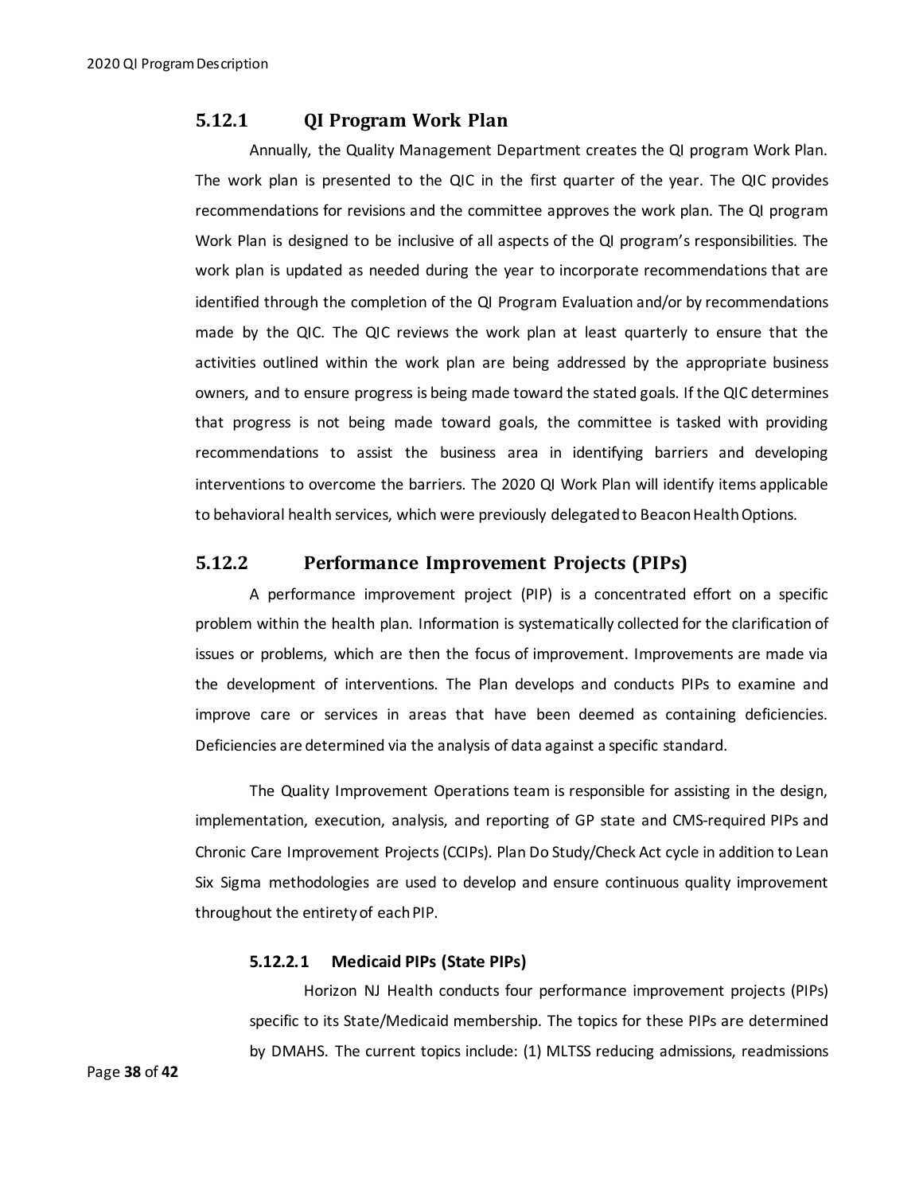### 5.12.1 QI Program Work Plan

Annually, the Quality Management Department creates the QI program Work Plan. The work plan is presented to the QIC in the first quarter of the year. The QIC provides recommendations for revisions and the committee approves the work plan. The QI program Work Plan is designed to be inclusive of all aspects of the QI program's responsibilities. The work plan is updated as needed during the year to incorporate recommendations that are identified through the completion of the QI Program Evaluation and/or by recommendations made by the QIC. The QIC reviews the work plan at least quarterly to ensure that the activities outlined within the work plan are being addressed by the appropriate business owners, and to ensure progress is being made toward the stated goals. If the QIC determines that progress is not being made toward goals, the committee is tasked with providing recommendations to assist the business area in identifying barriers and developing interventions to overcome the barriers. The 2020 QI Work Plan will identify items applicable to behavioral health services, which were previously delegated to Beacon Health Options.

### 5.12.2 Performance Improvement Projects (PIPs)

A performance improvement project (PIP) is a concentrated effort on a specific problem within the health plan. Information is systematically collected for the clarification of issues or problems, which are then the focus of improvement. Improvements are made via the development of interventions. The Plan develops and conducts PIPs to examine and improve care or services in areas that have been deemed as containing deficiencies. Deficiencies are determined via the analysis of data against a specific standard.

The Quality Improvement Operations team is responsible for assisting in the design, implementation, execution, analysis, and reporting of GP state and CMS-required PIPs and Chronic Care Improvement Projects (CCIPs). Plan Do Study/Check Act cycle in addition to Lean Six Sigma methodologies are used to develop and ensure continuous quality improvement throughout the entirety of each PIP.

#### 5.12.2.1 Medicaid PIPs (State PIPs)

Horizon NJ Health conducts four performance improvement projects (PIPs) specific to its State/Medicaid membership. The topics for these PIPs are determined by DMAHS. The current topics include: (1) MLTSS reducing admissions, readmissions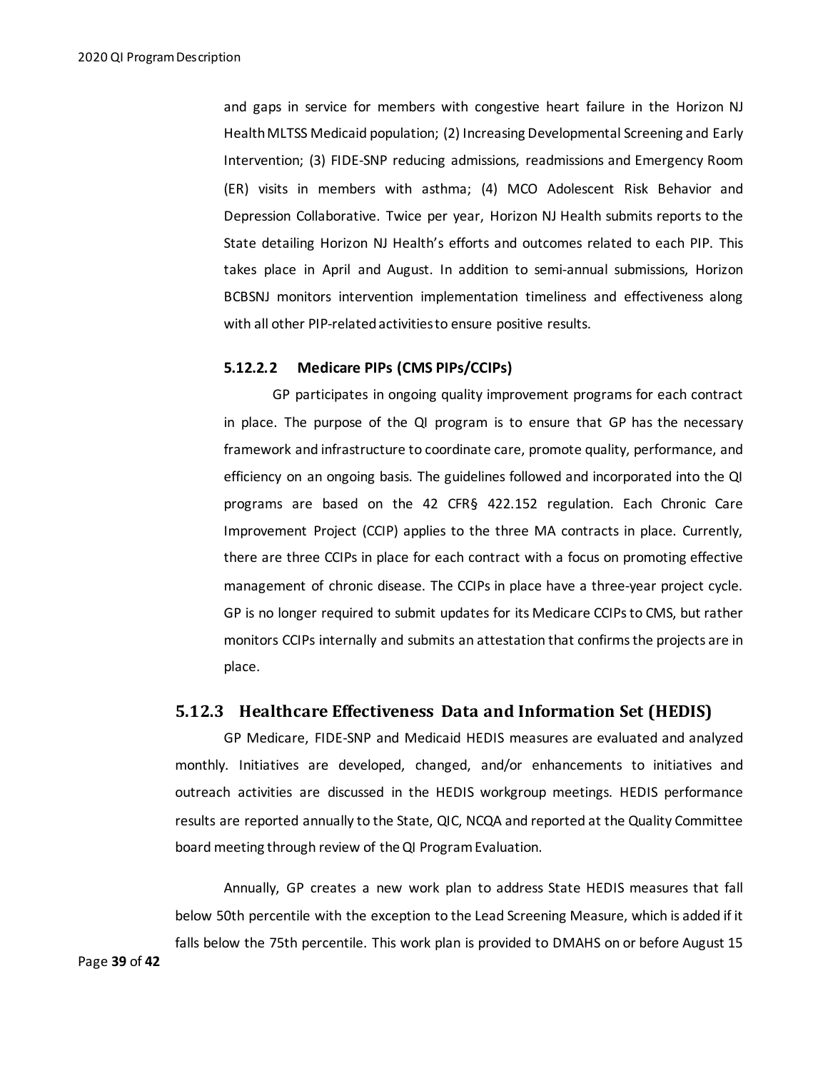and gaps in service for members with congestive heart failure in the Horizon NJ Health MLTSS Medicaid population; (2) Increasing Developmental Screening and Early Intervention; (3) FIDE-SNP reducing admissions, readmissions and Emergency Room (ER) visits in members with asthma; (4) MCO Adolescent Risk Behavior and Depression Collaborative. Twice per year, Horizon NJ Health submits reports to the State detailing Horizon NJ Health's efforts and outcomes related to each PIP. This takes place in April and August. In addition to semi-annual submissions, Horizon BCBSNJ monitors intervention implementation timeliness and effectiveness along with all other PIP-related activities to ensure positive results.

#### 5.12.2.2 Medicare PIPs (CMS PIPs/CCIPs)

GP participates in ongoing quality improvement programs for each contract in place. The purpose of the QI program is to ensure that GP has the necessary framework and infrastructure to coordinate care, promote quality, performance, and efficiency on an ongoing basis. The guidelines followed and incorporated into the QI programs are based on the 42 CFR§ 422.152 regulation. Each Chronic Care Improvement Project (CCIP) applies to the three MA contracts in place. Currently, there are three CCIPs in place for each contract with a focus on promoting effective management of chronic disease. The CCIPs in place have a three-year project cycle. GP is no longer required to submit updates for its Medicare CCIPs to CMS, but rather monitors CCIPs internally and submits an attestation that confirms the projects are in place.

### 5.12.3 Healthcare Effectiveness Data and Information Set (HEDIS)

GP Medicare, FIDE-SNP and Medicaid HEDIS measures are evaluated and analyzed monthly. Initiatives are developed, changed, and/or enhancements to initiatives and outreach activities are discussed in the HEDIS workgroup meetings. HEDIS performance results are reported annually to the State, QIC, NCQA and reported at the Quality Committee board meeting through review of the QI Program Evaluation.

Annually, GP creates a new work plan to address State HEDIS measures that fall below 50th percentile with the exception to the Lead Screening Measure, which is added if it falls below the 75th percentile. This work plan is provided to DMAHS on or before August 15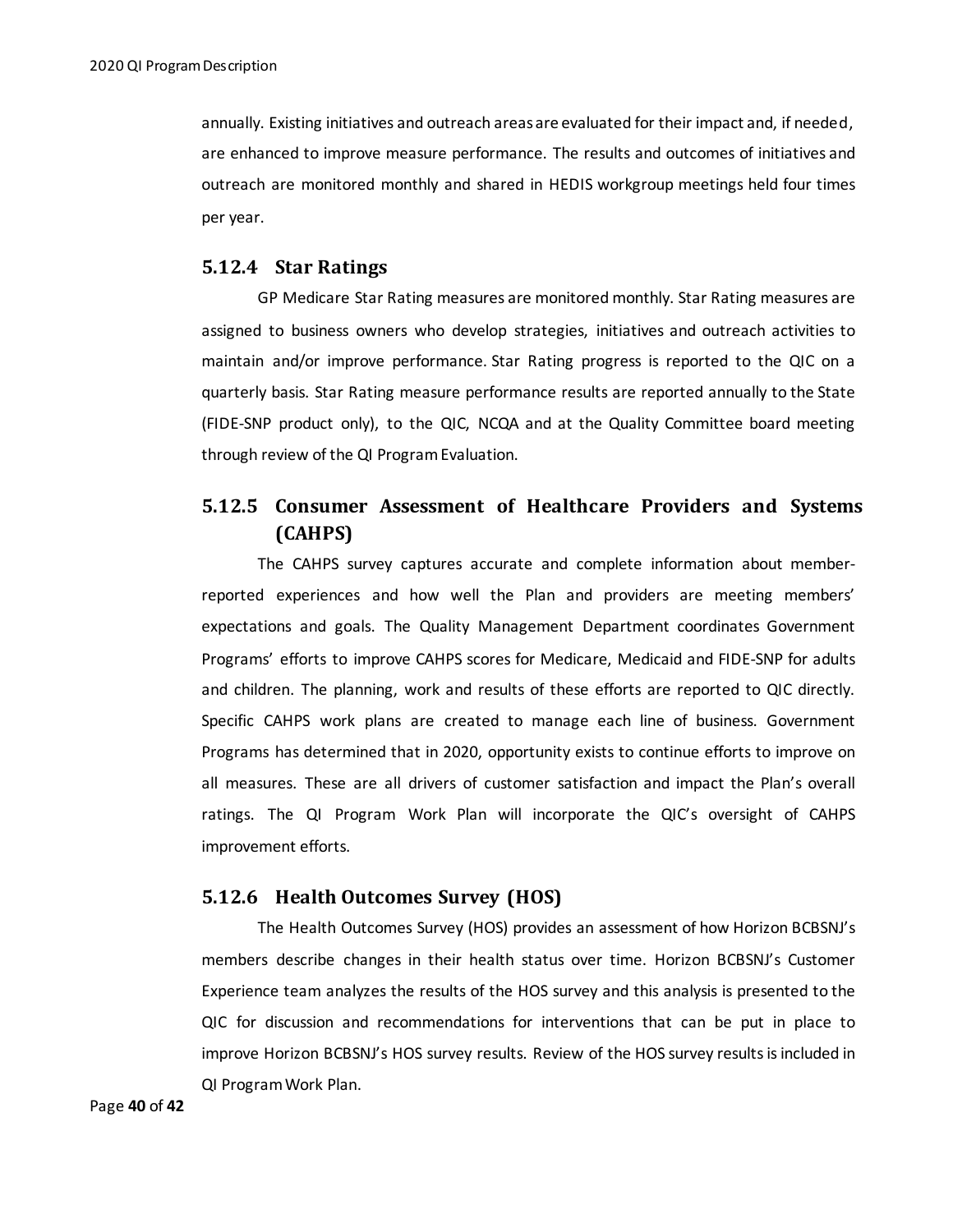annually. Existing initiatives and outreach areas are evaluated for their impact and, if needed, are enhanced to improve measure performance. The results and outcomes of initiatives and outreach are monitored monthly and shared in HEDIS workgroup meetings held four times per year.

### 5.12.4 Star Ratings

GP Medicare Star Rating measures are monitored monthly. Star Rating measures are assigned to business owners who develop strategies, initiatives and outreach activities to maintain and/or improve performance. Star Rating progress is reported to the QIC on a quarterly basis. Star Rating measure performance results are reported annually to the State (FIDE-SNP product only), to the QIC, NCQA and at the Quality Committee board meeting through review of the QI Program Evaluation.

### 5.12.5 Consumer Assessment of Healthcare Providers and Systems (CAHPS)

The CAHPS survey captures accurate and complete information about member-reported experiences and how well the Plan and providers are meeting members' expectations and goals. The Quality Management Department coordinates Government Programs' efforts to improve CAHPS scores for Medicare, Medicaid and FIDE-SNP for adults and children. The planning, work and results of these efforts are reported to QIC directly. Specific CAHPS work plans are created to manage each line of business. Government Programs has determined that in 2020, opportunity exists to continue efforts to improve on all measures. These are all drivers of customer satisfaction and impact the Plan's overall ratings. The QI Program Work Plan will incorporate the QIC's oversight of CAHPS improvement efforts.

### 5.12.6 Health Outcomes Survey (HOS)

The Health Outcomes Survey (HOS) provides an assessment of how Horizon BCBSNJ's members describe changes in their health status over time. Horizon BCBSNJ's Customer Experience team analyzes the results of the HOS survey and this analysis is presented to the QIC for discussion and recommendations for interventions that can be put in place to improve Horizon BCBSNJ's HOS survey results. Review of the HOS survey results is included in QI Program Work Plan.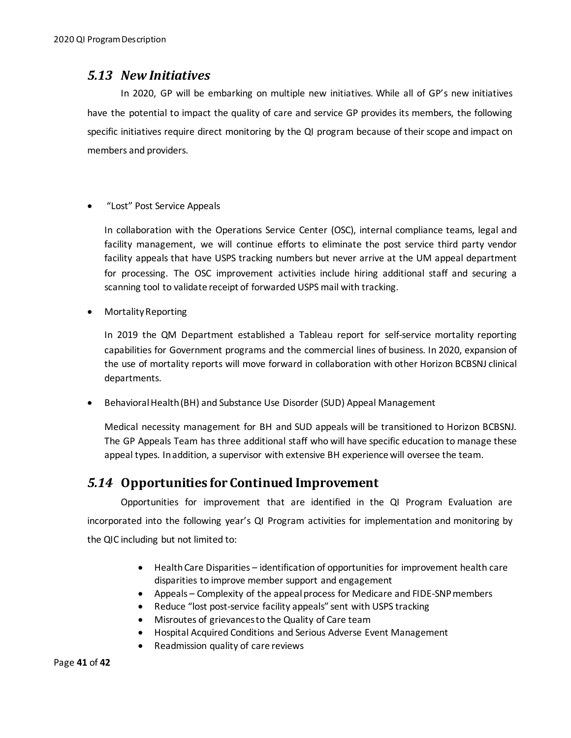## *5.13 New Initiatives*

In 2020, GP will be embarking on multiple new initiatives. While all of GP's new initiatives have the potential to impact the quality of care and service GP provides its members, the following specific initiatives require direct monitoring by the QI program because of their scope and impact on members and providers.

- "Lost" Post Service Appeals

  In collaboration with the Operations Service Center (OSC), internal compliance teams, legal and facility management, we will continue efforts to eliminate the post service third party vendor facility appeals that have USPS tracking numbers but never arrive at the UM appeal department for processing. The OSC improvement activities include hiring additional staff and securing a scanning tool to validate receipt of forwarded USPS mail with tracking.

- Mortality Reporting

  In 2019 the QM Department established a Tableau report for self-service mortality reporting capabilities for Government programs and the commercial lines of business. In 2020, expansion of the use of mortality reports will move forward in collaboration with other Horizon BCBSNJ clinical departments.

- Behavioral Health (BH) and Substance Use Disorder (SUD) Appeal Management

  Medical necessity management for BH and SUD appeals will be transitioned to Horizon BCBSNJ. The GP Appeals Team has three additional staff who will have specific education to manage these appeal types. In addition, a supervisor with extensive BH experience will oversee the team.

## *5.14* **Opportunities for Continued Improvement**

Opportunities for improvement that are identified in the QI Program Evaluation are incorporated into the following year's QI Program activities for implementation and monitoring by the QIC including but not limited to:

- Health Care Disparities – identification of opportunities for improvement health care disparities to improve member support and engagement
- Appeals – Complexity of the appeal process for Medicare and FIDE-SNP members
- Reduce "lost post-service facility appeals" sent with USPS tracking
- Misroutes of grievances to the Quality of Care team
- Hospital Acquired Conditions and Serious Adverse Event Management
- Readmission quality of care reviews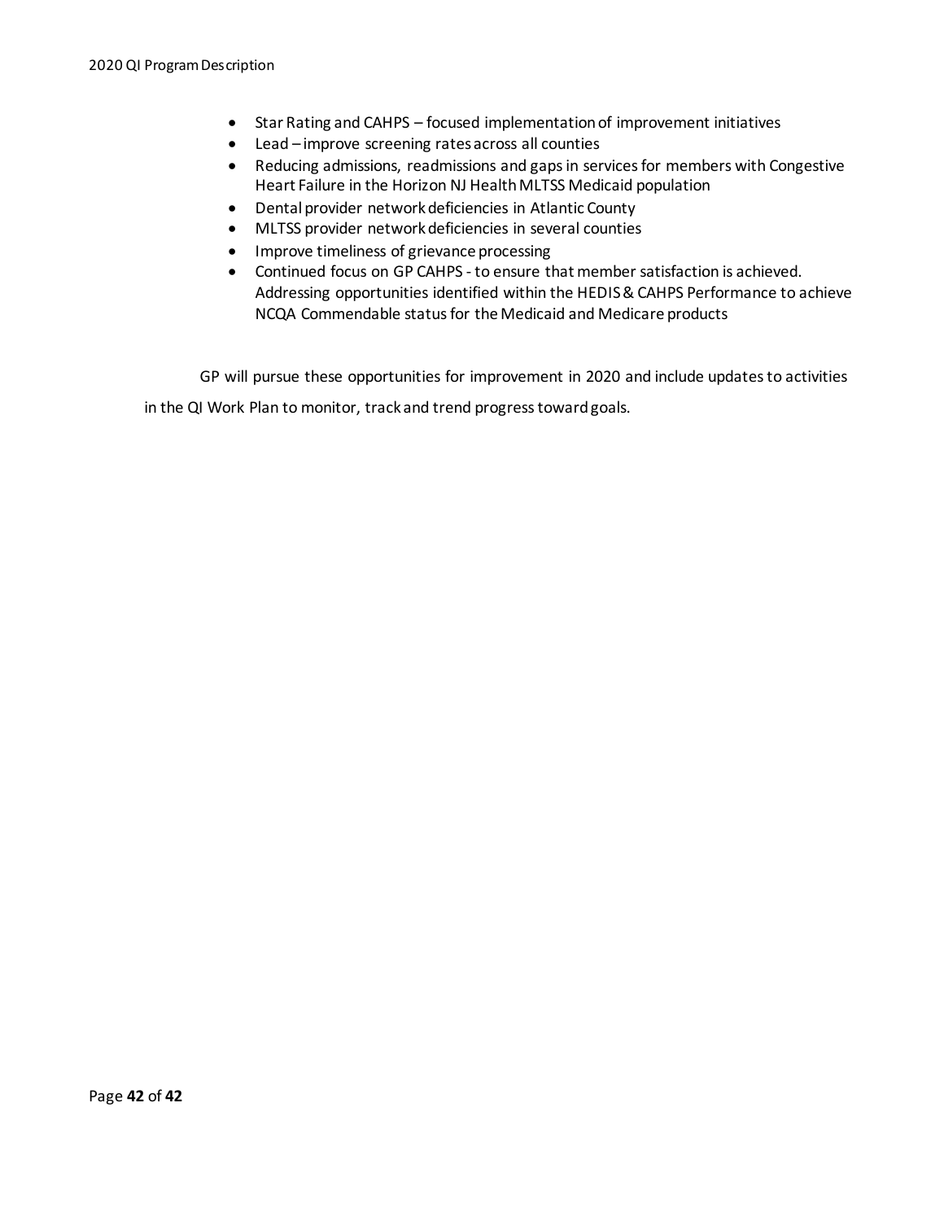- Star Rating and CAHPS – focused implementation of improvement initiatives
- Lead – improve screening rates across all counties
- Reducing admissions, readmissions and gaps in services for members with Congestive Heart Failure in the Horizon NJ Health MLTSS Medicaid population
- Dental provider network deficiencies in Atlantic County
- MLTSS provider network deficiencies in several counties
- Improve timeliness of grievance processing
- Continued focus on GP CAHPS - to ensure that member satisfaction is achieved. Addressing opportunities identified within the HEDIS & CAHPS Performance to achieve NCQA Commendable status for the Medicaid and Medicare products

GP will pursue these opportunities for improvement in 2020 and include updates to activities in the QI Work Plan to monitor, track and trend progress toward goals.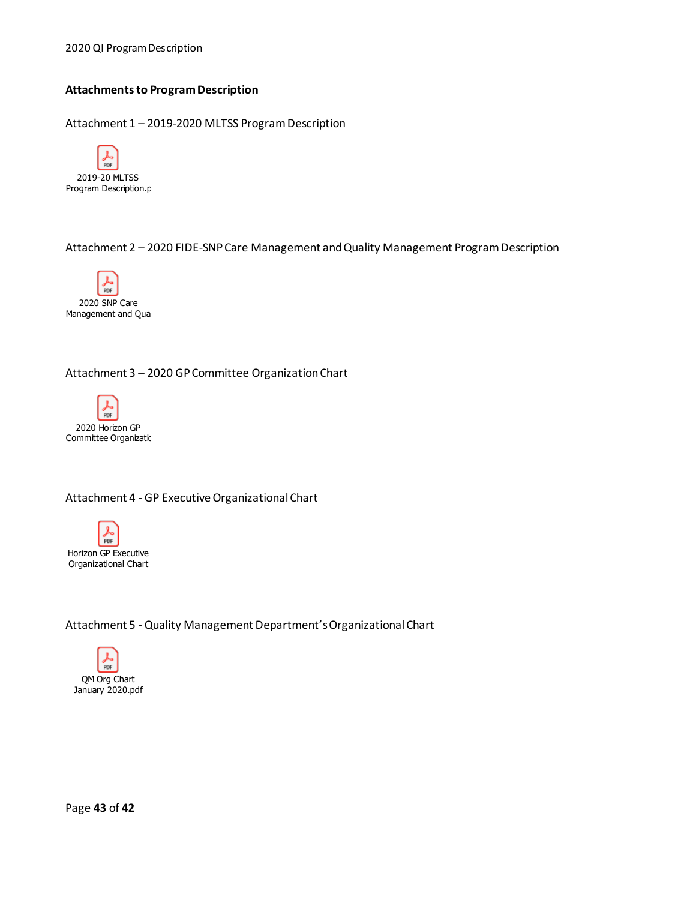## Attachments to Program Description

Attachment 1 – 2019-2020 MLTSS Program Description

2019-20 MLTSS Program Description.p

Attachment 2 – 2020 FIDE-SNP Care Management and Quality Management Program Description

2020 SNP Care Management and Qua

Attachment 3 – 2020 GP Committee Organization Chart

2020 Horizon GP Committee Organizatic

Attachment 4 - GP Executive Organizational Chart

Horizon GP Executive Organizational Chart

Attachment 5 - Quality Management Department's Organizational Chart

QM Org Chart January 2020.pdf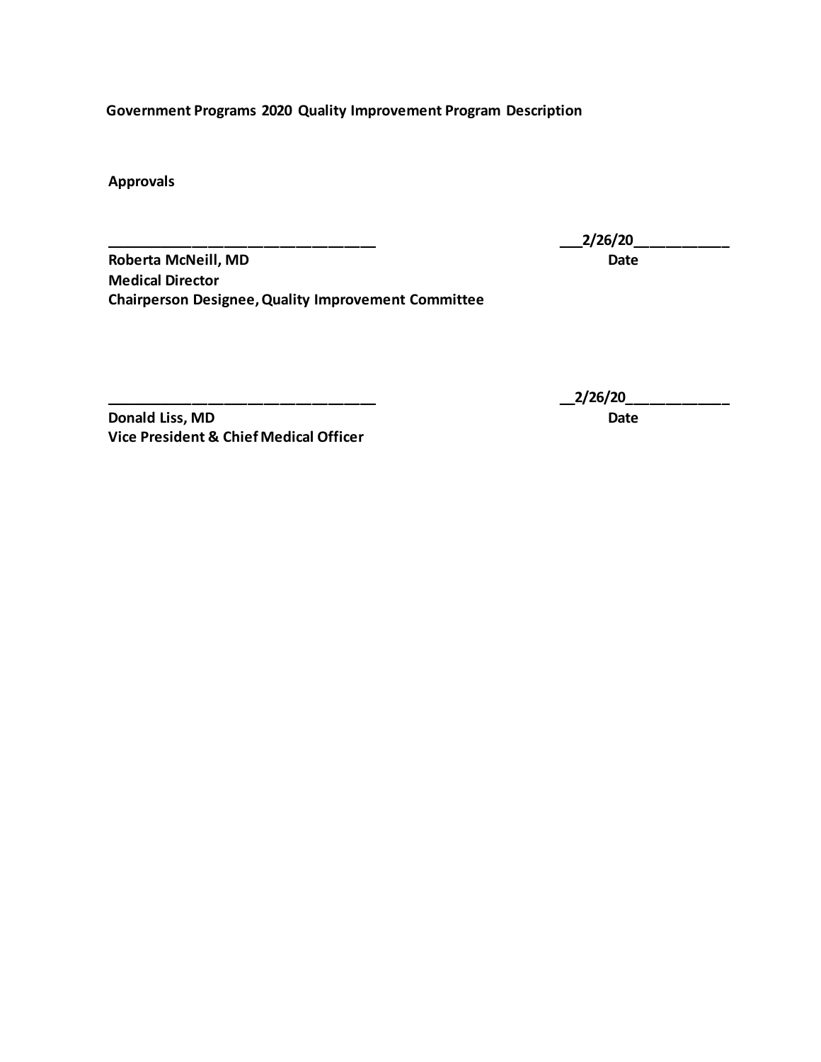**Government Programs 2020 Quality Improvement Program Description**

**Approvals**

**______________________________** &nbsp;&nbsp;&nbsp;&nbsp;&nbsp;&nbsp;&nbsp;&nbsp; **___2/26/20___________**

**Roberta McNeill, MD** &nbsp;&nbsp;&nbsp;&nbsp;&nbsp;&nbsp;&nbsp;&nbsp; **Date**

**Medical Director**

**Chairperson Designee, Quality Improvement Committee**

**______________________________** &nbsp;&nbsp;&nbsp;&nbsp;&nbsp;&nbsp;&nbsp;&nbsp; **__2/26/20____________**

**Donald Liss, MD** &nbsp;&nbsp;&nbsp;&nbsp;&nbsp;&nbsp;&nbsp;&nbsp; **Date**

**Vice President & Chief Medical Officer**